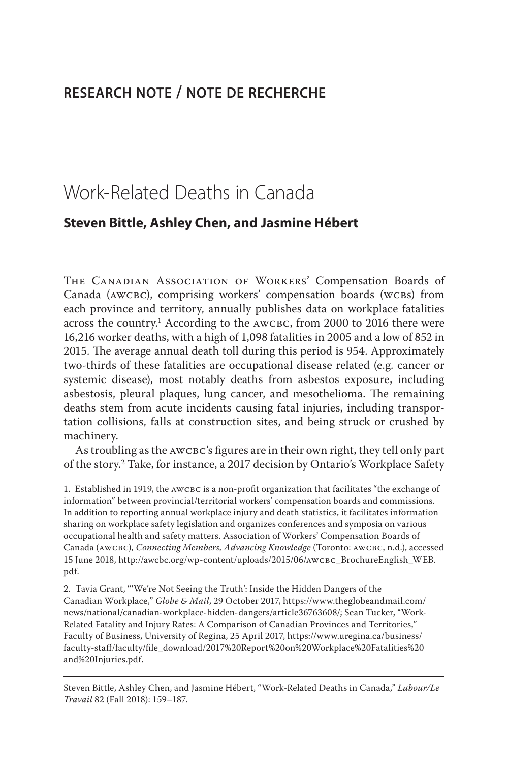## RESEARCH NOTE / NOTE DE RECHERCHE

# Work-Related Deaths in Canada

### Steven Bittle, Ashley Chen, and Jasmine Hébert

The Canadian Association of Workers' Compensation Boards of Canada (AWCBC), comprising workers' compensation boards (WCBs) from each province and territory, annually publishes data on workplace fatalities across the country.[1] According to the AWCBC, from 2000 to 2016 there were 16,216 worker deaths, with a high of 1,098 fatalities in 2005 and a low of 852 in 2015. The average annual death toll during this period is 954. Approximately two-thirds of these fatalities are occupational disease related (e.g. cancer or systemic disease), most notably deaths from asbestos exposure, including asbestosis, pleural plaques, lung cancer, and mesothelioma. The remaining deaths stem from acute incidents causing fatal injuries, including transportation collisions, falls at construction sites, and being struck or crushed by machinery.

As troubling as the AWCBC's figures are in their own right, they tell only part of the story.[2] Take, for instance, a 2017 decision by Ontario's Workplace Safety

1. Established in 1919, the AWCBC is a non-profit organization that facilitates "the exchange of information" between provincial/territorial workers' compensation boards and commissions. In addition to reporting annual workplace injury and death statistics, it facilitates information sharing on workplace safety legislation and organizes conferences and symposia on various occupational health and safety matters. Association of Workers' Compensation Boards of Canada (AWCBC), *Connecting Members, Advancing Knowledge* (Toronto: AWCBC, n.d.), accessed 15 June 2018, http://awcbc.org/wp-content/uploads/2015/06/AWCBC_BrochureEnglish_WEB.pdf.

2. Tavia Grant, "'We're Not Seeing the Truth': Inside the Hidden Dangers of the Canadian Workplace," *Globe & Mail*, 29 October 2017, https://www.theglobeandmail.com/news/national/canadian-workplace-hidden-dangers/article36763608/; Sean Tucker, "Work-Related Fatality and Injury Rates: A Comparison of Canadian Provinces and Territories," Faculty of Business, University of Regina, 25 April 2017, https://www.uregina.ca/business/faculty-staff/faculty/file_download/2017%20Report%20on%20Workplace%20Fatalities%20and%20Injuries.pdf.

Steven Bittle, Ashley Chen, and Jasmine Hébert, "Work-Related Deaths in Canada," *Labour/Le Travail* 82 (Fall 2018): 159–187.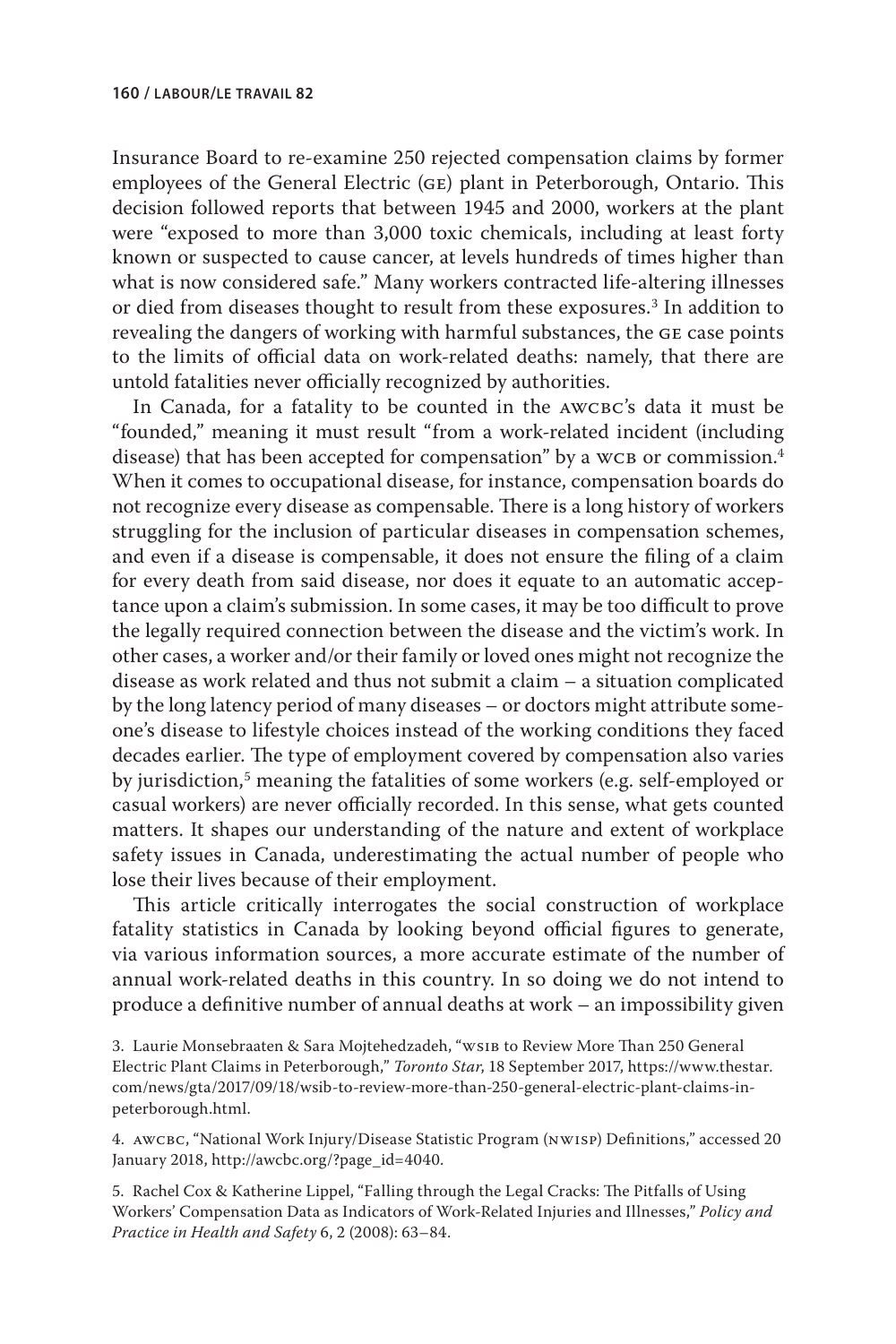Insurance Board to re-examine 250 rejected compensation claims by former employees of the General Electric (GE) plant in Peterborough, Ontario. This decision followed reports that between 1945 and 2000, workers at the plant were "exposed to more than 3,000 toxic chemicals, including at least forty known or suspected to cause cancer, at levels hundreds of times higher than what is now considered safe." Many workers contracted life-altering illnesses or died from diseases thought to result from these exposures.[3] In addition to revealing the dangers of working with harmful substances, the GE case points to the limits of official data on work-related deaths: namely, that there are untold fatalities never officially recognized by authorities.

In Canada, for a fatality to be counted in the AWCBC's data it must be "founded," meaning it must result "from a work-related incident (including disease) that has been accepted for compensation" by a WCB or commission.[4] When it comes to occupational disease, for instance, compensation boards do not recognize every disease as compensable. There is a long history of workers struggling for the inclusion of particular diseases in compensation schemes, and even if a disease is compensable, it does not ensure the filing of a claim for every death from said disease, nor does it equate to an automatic acceptance upon a claim's submission. In some cases, it may be too difficult to prove the legally required connection between the disease and the victim's work. In other cases, a worker and/or their family or loved ones might not recognize the disease as work related and thus not submit a claim – a situation complicated by the long latency period of many diseases – or doctors might attribute someone's disease to lifestyle choices instead of the working conditions they faced decades earlier. The type of employment covered by compensation also varies by jurisdiction,[5] meaning the fatalities of some workers (e.g. self-employed or casual workers) are never officially recorded. In this sense, what gets counted matters. It shapes our understanding of the nature and extent of workplace safety issues in Canada, underestimating the actual number of people who lose their lives because of their employment.

This article critically interrogates the social construction of workplace fatality statistics in Canada by looking beyond official figures to generate, via various information sources, a more accurate estimate of the number of annual work-related deaths in this country. In so doing we do not intend to produce a definitive number of annual deaths at work – an impossibility given

3. Laurie Monsebraaten & Sara Mojtehedzadeh, "WSIB to Review More Than 250 General Electric Plant Claims in Peterborough," *Toronto Star*, 18 September 2017, https://www.thestar.com/news/gta/2017/09/18/wsib-to-review-more-than-250-general-electric-plant-claims-in-peterborough.html.

4. AWCBC, "National Work Injury/Disease Statistic Program (NWISP) Definitions," accessed 20 January 2018, http://awcbc.org/?page_id=4040.

5. Rachel Cox & Katherine Lippel, "Falling through the Legal Cracks: The Pitfalls of Using Workers' Compensation Data as Indicators of Work-Related Injuries and Illnesses," *Policy and Practice in Health and Safety* 6, 2 (2008): 63–84.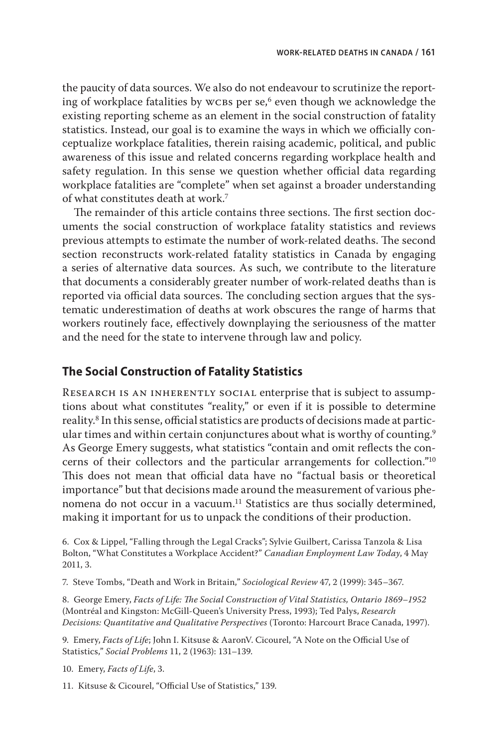the paucity of data sources. We also do not endeavour to scrutinize the reporting of workplace fatalities by WCBs per se,[6] even though we acknowledge the existing reporting scheme as an element in the social construction of fatality statistics. Instead, our goal is to examine the ways in which we officially conceptualize workplace fatalities, therein raising academic, political, and public awareness of this issue and related concerns regarding workplace health and safety regulation. In this sense we question whether official data regarding workplace fatalities are "complete" when set against a broader understanding of what constitutes death at work.[7]

The remainder of this article contains three sections. The first section documents the social construction of workplace fatality statistics and reviews previous attempts to estimate the number of work-related deaths. The second section reconstructs work-related fatality statistics in Canada by engaging a series of alternative data sources. As such, we contribute to the literature that documents a considerably greater number of work-related deaths than is reported via official data sources. The concluding section argues that the systematic underestimation of deaths at work obscures the range of harms that workers routinely face, effectively downplaying the seriousness of the matter and the need for the state to intervene through law and policy.

## The Social Construction of Fatality Statistics

Research is an inherently social enterprise that is subject to assumptions about what constitutes "reality," or even if it is possible to determine reality.[8] In this sense, official statistics are products of decisions made at particular times and within certain conjunctures about what is worthy of counting.[9] As George Emery suggests, what statistics "contain and omit reflects the concerns of their collectors and the particular arrangements for collection."[10] This does not mean that official data have no "factual basis or theoretical importance" but that decisions made around the measurement of various phenomena do not occur in a vacuum.[11] Statistics are thus socially determined, making it important for us to unpack the conditions of their production.

6. Cox & Lippel, "Falling through the Legal Cracks"; Sylvie Guilbert, Carissa Tanzola & Lisa Bolton, "What Constitutes a Workplace Accident?" *Canadian Employment Law Today*, 4 May 2011, 3.

7. Steve Tombs, "Death and Work in Britain," *Sociological Review* 47, 2 (1999): 345–367.

8. George Emery, *Facts of Life: The Social Construction of Vital Statistics, Ontario 1869–1952* (Montréal and Kingston: McGill-Queen's University Press, 1993); Ted Palys, *Research Decisions: Quantitative and Qualitative Perspectives* (Toronto: Harcourt Brace Canada, 1997).

9. Emery, *Facts of Life*; John I. Kitsuse & AaronV. Cicourel, "A Note on the Official Use of Statistics," *Social Problems* 11, 2 (1963): 131–139.

10. Emery, *Facts of Life*, 3.

11. Kitsuse & Cicourel, "Official Use of Statistics," 139.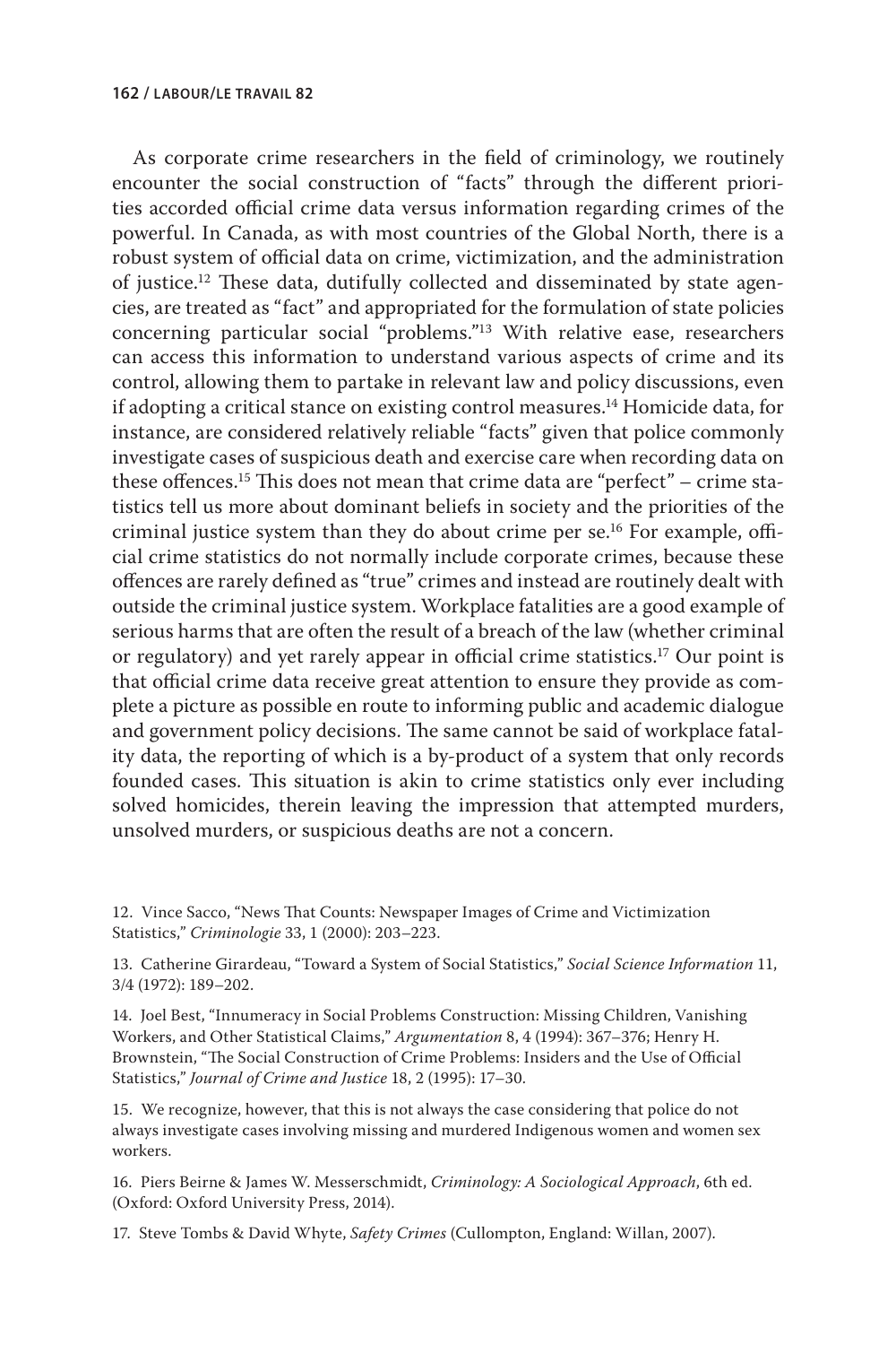As corporate crime researchers in the field of criminology, we routinely encounter the social construction of "facts" through the different priorities accorded official crime data versus information regarding crimes of the powerful. In Canada, as with most countries of the Global North, there is a robust system of official data on crime, victimization, and the administration of justice.[12] These data, dutifully collected and disseminated by state agencies, are treated as "fact" and appropriated for the formulation of state policies concerning particular social "problems."[13] With relative ease, researchers can access this information to understand various aspects of crime and its control, allowing them to partake in relevant law and policy discussions, even if adopting a critical stance on existing control measures.[14] Homicide data, for instance, are considered relatively reliable "facts" given that police commonly investigate cases of suspicious death and exercise care when recording data on these offences.[15] This does not mean that crime data are "perfect" – crime statistics tell us more about dominant beliefs in society and the priorities of the criminal justice system than they do about crime per se.[16] For example, official crime statistics do not normally include corporate crimes, because these offences are rarely defined as "true" crimes and instead are routinely dealt with outside the criminal justice system. Workplace fatalities are a good example of serious harms that are often the result of a breach of the law (whether criminal or regulatory) and yet rarely appear in official crime statistics.[17] Our point is that official crime data receive great attention to ensure they provide as complete a picture as possible en route to informing public and academic dialogue and government policy decisions. The same cannot be said of workplace fatality data, the reporting of which is a by-product of a system that only records founded cases. This situation is akin to crime statistics only ever including solved homicides, therein leaving the impression that attempted murders, unsolved murders, or suspicious deaths are not a concern.

12. Vince Sacco, "News That Counts: Newspaper Images of Crime and Victimization Statistics," *Criminologie* 33, 1 (2000): 203–223.

13. Catherine Girardeau, "Toward a System of Social Statistics," *Social Science Information* 11, 3/4 (1972): 189–202.

14. Joel Best, "Innumeracy in Social Problems Construction: Missing Children, Vanishing Workers, and Other Statistical Claims," *Argumentation* 8, 4 (1994): 367–376; Henry H. Brownstein, "The Social Construction of Crime Problems: Insiders and the Use of Official Statistics," *Journal of Crime and Justice* 18, 2 (1995): 17–30.

15. We recognize, however, that this is not always the case considering that police do not always investigate cases involving missing and murdered Indigenous women and women sex workers.

16. Piers Beirne & James W. Messerschmidt, *Criminology: A Sociological Approach*, 6th ed. (Oxford: Oxford University Press, 2014).

17. Steve Tombs & David Whyte, *Safety Crimes* (Cullompton, England: Willan, 2007).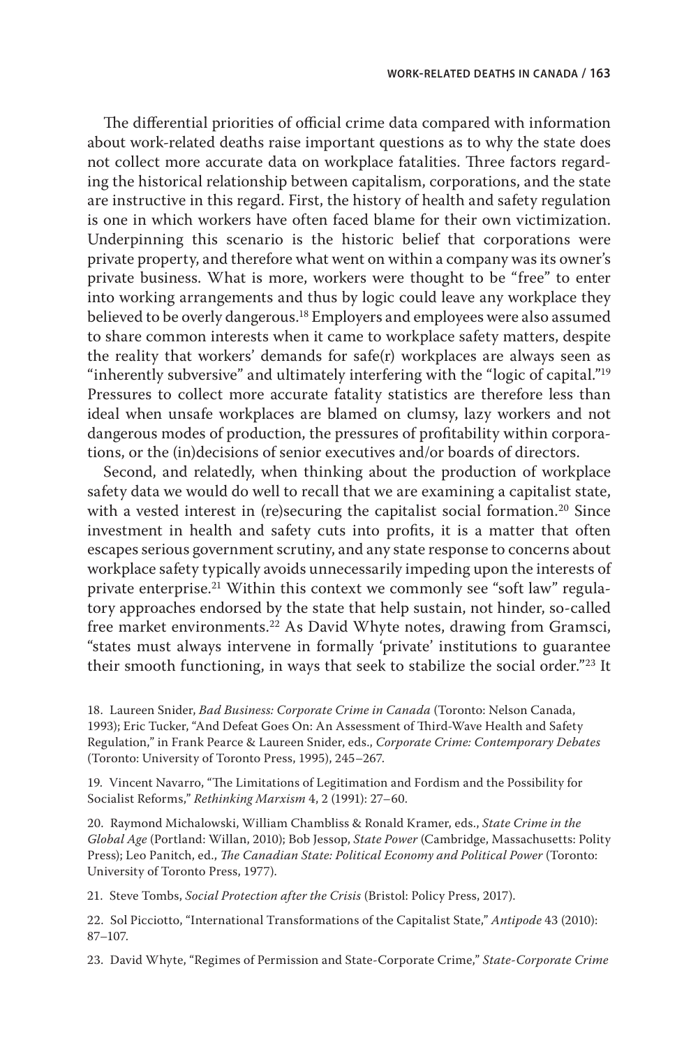The differential priorities of official crime data compared with information about work-related deaths raise important questions as to why the state does not collect more accurate data on workplace fatalities. Three factors regarding the historical relationship between capitalism, corporations, and the state are instructive in this regard. First, the history of health and safety regulation is one in which workers have often faced blame for their own victimization. Underpinning this scenario is the historic belief that corporations were private property, and therefore what went on within a company was its owner's private business. What is more, workers were thought to be "free" to enter into working arrangements and thus by logic could leave any workplace they believed to be overly dangerous.[18] Employers and employees were also assumed to share common interests when it came to workplace safety matters, despite the reality that workers' demands for safe(r) workplaces are always seen as "inherently subversive" and ultimately interfering with the "logic of capital."[19] Pressures to collect more accurate fatality statistics are therefore less than ideal when unsafe workplaces are blamed on clumsy, lazy workers and not dangerous modes of production, the pressures of profitability within corporations, or the (in)decisions of senior executives and/or boards of directors.

Second, and relatedly, when thinking about the production of workplace safety data we would do well to recall that we are examining a capitalist state, with a vested interest in (re)securing the capitalist social formation.[20] Since investment in health and safety cuts into profits, it is a matter that often escapes serious government scrutiny, and any state response to concerns about workplace safety typically avoids unnecessarily impeding upon the interests of private enterprise.[21] Within this context we commonly see "soft law" regulatory approaches endorsed by the state that help sustain, not hinder, so-called free market environments.[22] As David Whyte notes, drawing from Gramsci, "states must always intervene in formally 'private' institutions to guarantee their smooth functioning, in ways that seek to stabilize the social order."[23] It

18. Laureen Snider, *Bad Business: Corporate Crime in Canada* (Toronto: Nelson Canada, 1993); Eric Tucker, "And Defeat Goes On: An Assessment of Third-Wave Health and Safety Regulation," in Frank Pearce & Laureen Snider, eds., *Corporate Crime: Contemporary Debates* (Toronto: University of Toronto Press, 1995), 245–267.

19. Vincent Navarro, "The Limitations of Legitimation and Fordism and the Possibility for Socialist Reforms," *Rethinking Marxism* 4, 2 (1991): 27–60.

20. Raymond Michalowski, William Chambliss & Ronald Kramer, eds., *State Crime in the Global Age* (Portland: Willan, 2010); Bob Jessop, *State Power* (Cambridge, Massachusetts: Polity Press); Leo Panitch, ed., *The Canadian State: Political Economy and Political Power* (Toronto: University of Toronto Press, 1977).

21. Steve Tombs, *Social Protection after the Crisis* (Bristol: Policy Press, 2017).

22. Sol Picciotto, "International Transformations of the Capitalist State," *Antipode* 43 (2010): 87–107.

23. David Whyte, "Regimes of Permission and State-Corporate Crime," *State-Corporate Crime*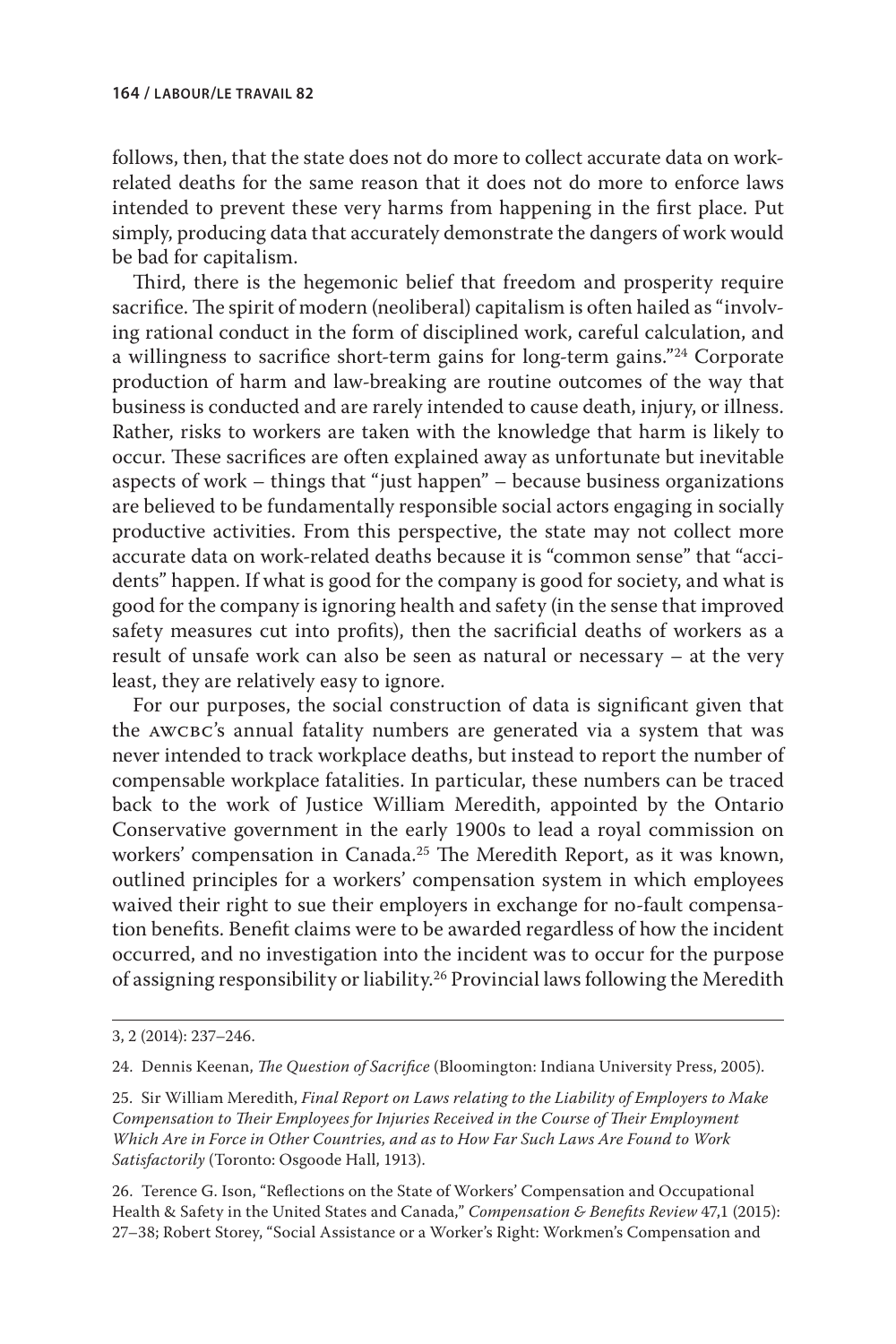follows, then, that the state does not do more to collect accurate data on work-related deaths for the same reason that it does not do more to enforce laws intended to prevent these very harms from happening in the first place. Put simply, producing data that accurately demonstrate the dangers of work would be bad for capitalism.

Third, there is the hegemonic belief that freedom and prosperity require sacrifice. The spirit of modern (neoliberal) capitalism is often hailed as "involving rational conduct in the form of disciplined work, careful calculation, and a willingness to sacrifice short-term gains for long-term gains."[24] Corporate production of harm and law-breaking are routine outcomes of the way that business is conducted and are rarely intended to cause death, injury, or illness. Rather, risks to workers are taken with the knowledge that harm is likely to occur. These sacrifices are often explained away as unfortunate but inevitable aspects of work – things that "just happen" – because business organizations are believed to be fundamentally responsible social actors engaging in socially productive activities. From this perspective, the state may not collect more accurate data on work-related deaths because it is "common sense" that "accidents" happen. If what is good for the company is good for society, and what is good for the company is ignoring health and safety (in the sense that improved safety measures cut into profits), then the sacrificial deaths of workers as a result of unsafe work can also be seen as natural or necessary – at the very least, they are relatively easy to ignore.

For our purposes, the social construction of data is significant given that the AWCBC's annual fatality numbers are generated via a system that was never intended to track workplace deaths, but instead to report the number of compensable workplace fatalities. In particular, these numbers can be traced back to the work of Justice William Meredith, appointed by the Ontario Conservative government in the early 1900s to lead a royal commission on workers' compensation in Canada.[25] The Meredith Report, as it was known, outlined principles for a workers' compensation system in which employees waived their right to sue their employers in exchange for no-fault compensation benefits. Benefit claims were to be awarded regardless of how the incident occurred, and no investigation into the incident was to occur for the purpose of assigning responsibility or liability.[26] Provincial laws following the Meredith

---

3, 2 (2014): 237–246.

24. Dennis Keenan, *The Question of Sacrifice* (Bloomington: Indiana University Press, 2005).

25. Sir William Meredith, *Final Report on Laws relating to the Liability of Employers to Make Compensation to Their Employees for Injuries Received in the Course of Their Employment Which Are in Force in Other Countries, and as to How Far Such Laws Are Found to Work Satisfactorily* (Toronto: Osgoode Hall, 1913).

26. Terence G. Ison, "Reflections on the State of Workers' Compensation and Occupational Health & Safety in the United States and Canada," *Compensation & Benefits Review* 47,1 (2015): 27–38; Robert Storey, "Social Assistance or a Worker's Right: Workmen's Compensation and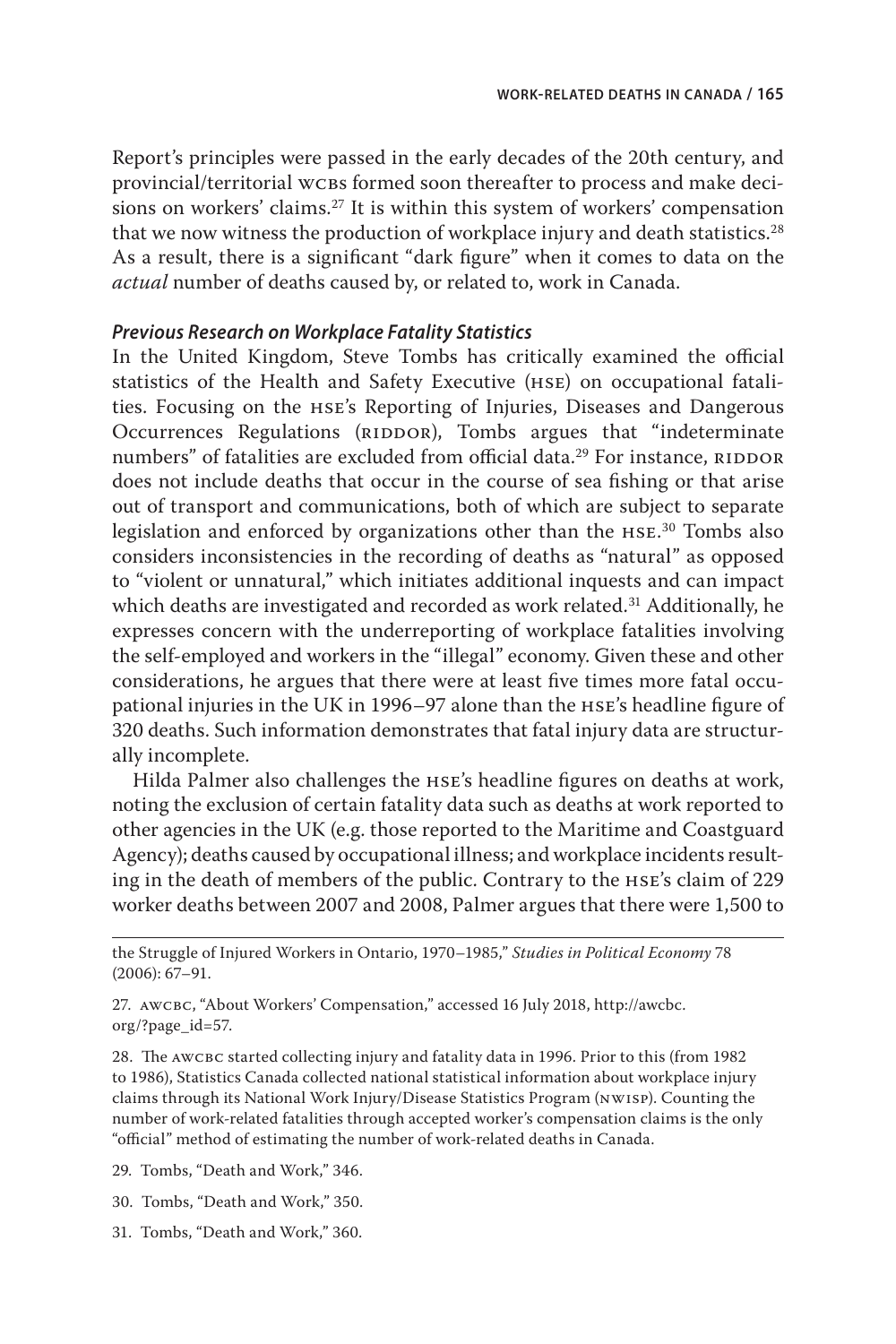Report's principles were passed in the early decades of the 20th century, and provincial/territorial WCBs formed soon thereafter to process and make decisions on workers' claims.[27] It is within this system of workers' compensation that we now witness the production of workplace injury and death statistics.[28] As a result, there is a significant "dark figure" when it comes to data on the *actual* number of deaths caused by, or related to, work in Canada.

### *Previous Research on Workplace Fatality Statistics*

In the United Kingdom, Steve Tombs has critically examined the official statistics of the Health and Safety Executive (HSE) on occupational fatalities. Focusing on the HSE's Reporting of Injuries, Diseases and Dangerous Occurrences Regulations (RIDDOR), Tombs argues that "indeterminate numbers" of fatalities are excluded from official data.[29] For instance, RIDDOR does not include deaths that occur in the course of sea fishing or that arise out of transport and communications, both of which are subject to separate legislation and enforced by organizations other than the HSE.[30] Tombs also considers inconsistencies in the recording of deaths as "natural" as opposed to "violent or unnatural," which initiates additional inquests and can impact which deaths are investigated and recorded as work related.[31] Additionally, he expresses concern with the underreporting of workplace fatalities involving the self-employed and workers in the "illegal" economy. Given these and other considerations, he argues that there were at least five times more fatal occupational injuries in the UK in 1996–97 alone than the HSE's headline figure of 320 deaths. Such information demonstrates that fatal injury data are structurally incomplete.

Hilda Palmer also challenges the HSE's headline figures on deaths at work, noting the exclusion of certain fatality data such as deaths at work reported to other agencies in the UK (e.g. those reported to the Maritime and Coastguard Agency); deaths caused by occupational illness; and workplace incidents resulting in the death of members of the public. Contrary to the HSE's claim of 229 worker deaths between 2007 and 2008, Palmer argues that there were 1,500 to

---

the Struggle of Injured Workers in Ontario, 1970–1985," *Studies in Political Economy* 78 (2006): 67–91.

27. AWCBC, "About Workers' Compensation," accessed 16 July 2018, http://awcbc.org/?page_id=57.

28. The AWCBC started collecting injury and fatality data in 1996. Prior to this (from 1982 to 1986), Statistics Canada collected national statistical information about workplace injury claims through its National Work Injury/Disease Statistics Program (NWISP). Counting the number of work-related fatalities through accepted worker's compensation claims is the only "official" method of estimating the number of work-related deaths in Canada.

29. Tombs, "Death and Work," 346.

30. Tombs, "Death and Work," 350.

31. Tombs, "Death and Work," 360.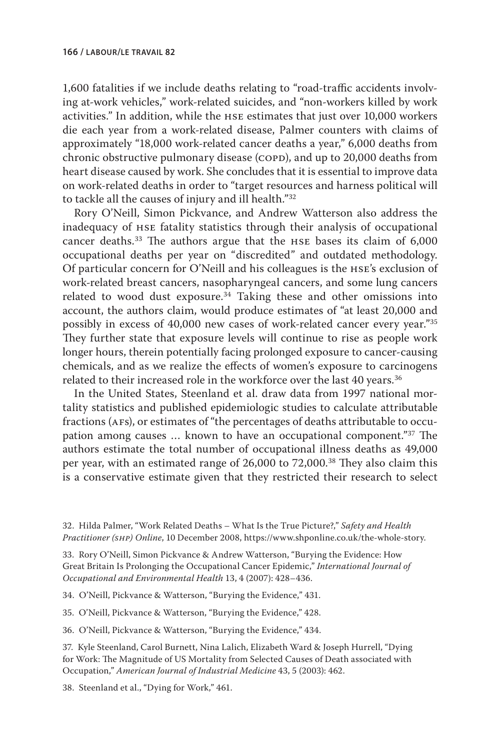1,600 fatalities if we include deaths relating to "road-traffic accidents involving at-work vehicles," work-related suicides, and "non-workers killed by work activities." In addition, while the HSE estimates that just over 10,000 workers die each year from a work-related disease, Palmer counters with claims of approximately "18,000 work-related cancer deaths a year," 6,000 deaths from chronic obstructive pulmonary disease (COPD), and up to 20,000 deaths from heart disease caused by work. She concludes that it is essential to improve data on work-related deaths in order to "target resources and harness political will to tackle all the causes of injury and ill health."[32]

Rory O'Neill, Simon Pickvance, and Andrew Watterson also address the inadequacy of HSE fatality statistics through their analysis of occupational cancer deaths.[33] The authors argue that the HSE bases its claim of 6,000 occupational deaths per year on "discredited" and outdated methodology. Of particular concern for O'Neill and his colleagues is the HSE's exclusion of work-related breast cancers, nasopharyngeal cancers, and some lung cancers related to wood dust exposure.[34] Taking these and other omissions into account, the authors claim, would produce estimates of "at least 20,000 and possibly in excess of 40,000 new cases of work-related cancer every year."[35] They further state that exposure levels will continue to rise as people work longer hours, therein potentially facing prolonged exposure to cancer-causing chemicals, and as we realize the effects of women's exposure to carcinogens related to their increased role in the workforce over the last 40 years.[36]

In the United States, Steenland et al. draw data from 1997 national mortality statistics and published epidemiologic studies to calculate attributable fractions (AFs), or estimates of "the percentages of deaths attributable to occupation among causes … known to have an occupational component."[37] The authors estimate the total number of occupational illness deaths as 49,000 per year, with an estimated range of 26,000 to 72,000.[38] They also claim this is a conservative estimate given that they restricted their research to select

32. Hilda Palmer, "Work Related Deaths – What Is the True Picture?," *Safety and Health Practitioner (SHP) Online*, 10 December 2008, https://www.shponline.co.uk/the-whole-story.

33. Rory O'Neill, Simon Pickvance & Andrew Watterson, "Burying the Evidence: How Great Britain Is Prolonging the Occupational Cancer Epidemic," *International Journal of Occupational and Environmental Health* 13, 4 (2007): 428–436.

34. O'Neill, Pickvance & Watterson, "Burying the Evidence," 431.

35. O'Neill, Pickvance & Watterson, "Burying the Evidence," 428.

36. O'Neill, Pickvance & Watterson, "Burying the Evidence," 434.

37. Kyle Steenland, Carol Burnett, Nina Lalich, Elizabeth Ward & Joseph Hurrell, "Dying for Work: The Magnitude of US Mortality from Selected Causes of Death associated with Occupation," *American Journal of Industrial Medicine* 43, 5 (2003): 462.

38. Steenland et al., "Dying for Work," 461.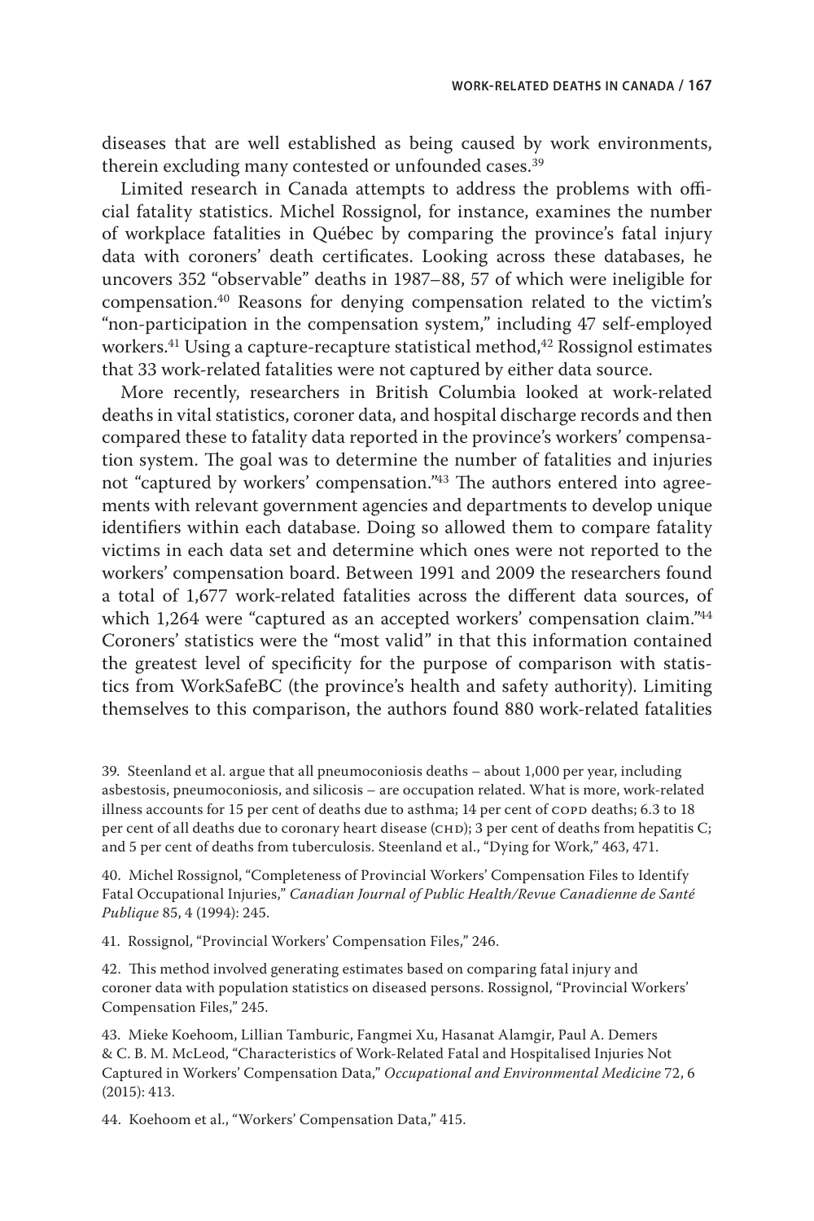diseases that are well established as being caused by work environments, therein excluding many contested or unfounded cases.[39]

Limited research in Canada attempts to address the problems with official fatality statistics. Michel Rossignol, for instance, examines the number of workplace fatalities in Québec by comparing the province's fatal injury data with coroners' death certificates. Looking across these databases, he uncovers 352 "observable" deaths in 1987–88, 57 of which were ineligible for compensation.[40] Reasons for denying compensation related to the victim's "non-participation in the compensation system," including 47 self-employed workers.[41] Using a capture-recapture statistical method,[42] Rossignol estimates that 33 work-related fatalities were not captured by either data source.

More recently, researchers in British Columbia looked at work-related deaths in vital statistics, coroner data, and hospital discharge records and then compared these to fatality data reported in the province's workers' compensation system. The goal was to determine the number of fatalities and injuries not "captured by workers' compensation."[43] The authors entered into agreements with relevant government agencies and departments to develop unique identifiers within each database. Doing so allowed them to compare fatality victims in each data set and determine which ones were not reported to the workers' compensation board. Between 1991 and 2009 the researchers found a total of 1,677 work-related fatalities across the different data sources, of which 1,264 were "captured as an accepted workers' compensation claim."[44] Coroners' statistics were the "most valid" in that this information contained the greatest level of specificity for the purpose of comparison with statistics from WorkSafeBC (the province's health and safety authority). Limiting themselves to this comparison, the authors found 880 work-related fatalities

39. Steenland et al. argue that all pneumoconiosis deaths – about 1,000 per year, including asbestosis, pneumoconiosis, and silicosis – are occupation related. What is more, work-related illness accounts for 15 per cent of deaths due to asthma; 14 per cent of COPD deaths; 6.3 to 18 per cent of all deaths due to coronary heart disease (CHD); 3 per cent of deaths from hepatitis C; and 5 per cent of deaths from tuberculosis. Steenland et al., "Dying for Work," 463, 471.

40. Michel Rossignol, "Completeness of Provincial Workers' Compensation Files to Identify Fatal Occupational Injuries," *Canadian Journal of Public Health/Revue Canadienne de Santé Publique* 85, 4 (1994): 245.

41. Rossignol, "Provincial Workers' Compensation Files," 246.

42. This method involved generating estimates based on comparing fatal injury and coroner data with population statistics on diseased persons. Rossignol, "Provincial Workers' Compensation Files," 245.

43. Mieke Koehoom, Lillian Tamburic, Fangmei Xu, Hasanat Alamgir, Paul A. Demers & C. B. M. McLeod, "Characteristics of Work-Related Fatal and Hospitalised Injuries Not Captured in Workers' Compensation Data," *Occupational and Environmental Medicine* 72, 6 (2015): 413.

44. Koehoom et al., "Workers' Compensation Data," 415.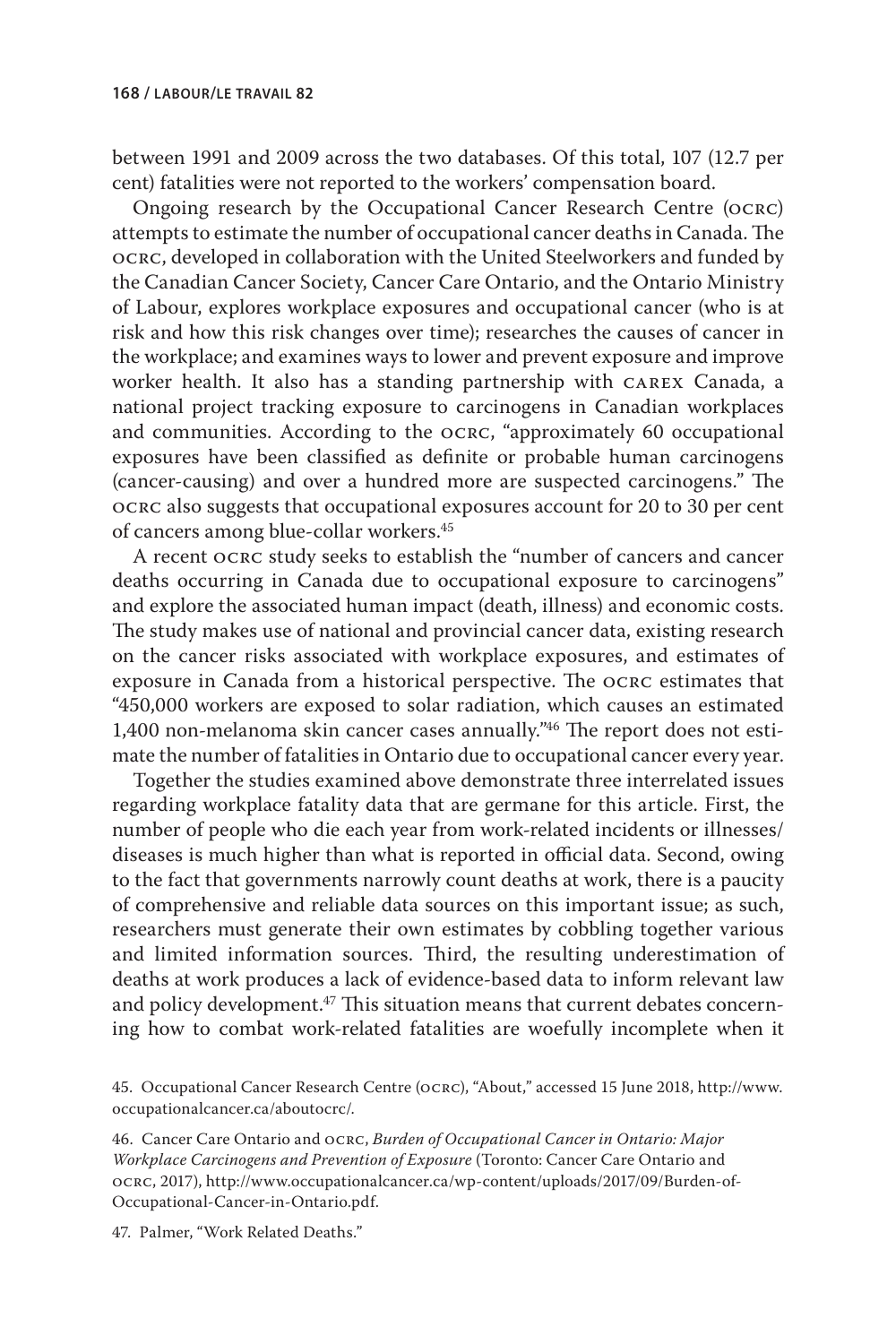between 1991 and 2009 across the two databases. Of this total, 107 (12.7 per cent) fatalities were not reported to the workers' compensation board.

Ongoing research by the Occupational Cancer Research Centre (OCRC) attempts to estimate the number of occupational cancer deaths in Canada. The OCRC, developed in collaboration with the United Steelworkers and funded by the Canadian Cancer Society, Cancer Care Ontario, and the Ontario Ministry of Labour, explores workplace exposures and occupational cancer (who is at risk and how this risk changes over time); researches the causes of cancer in the workplace; and examines ways to lower and prevent exposure and improve worker health. It also has a standing partnership with CAREX Canada, a national project tracking exposure to carcinogens in Canadian workplaces and communities. According to the OCRC, "approximately 60 occupational exposures have been classified as definite or probable human carcinogens (cancer-causing) and over a hundred more are suspected carcinogens." The OCRC also suggests that occupational exposures account for 20 to 30 per cent of cancers among blue-collar workers.[45]

A recent OCRC study seeks to establish the "number of cancers and cancer deaths occurring in Canada due to occupational exposure to carcinogens" and explore the associated human impact (death, illness) and economic costs. The study makes use of national and provincial cancer data, existing research on the cancer risks associated with workplace exposures, and estimates of exposure in Canada from a historical perspective. The OCRC estimates that "450,000 workers are exposed to solar radiation, which causes an estimated 1,400 non-melanoma skin cancer cases annually."[46] The report does not estimate the number of fatalities in Ontario due to occupational cancer every year.

Together the studies examined above demonstrate three interrelated issues regarding workplace fatality data that are germane for this article. First, the number of people who die each year from work-related incidents or illnesses/diseases is much higher than what is reported in official data. Second, owing to the fact that governments narrowly count deaths at work, there is a paucity of comprehensive and reliable data sources on this important issue; as such, researchers must generate their own estimates by cobbling together various and limited information sources. Third, the resulting underestimation of deaths at work produces a lack of evidence-based data to inform relevant law and policy development.[47] This situation means that current debates concerning how to combat work-related fatalities are woefully incomplete when it

45. Occupational Cancer Research Centre (OCRC), "About," accessed 15 June 2018, http://www.occupationalcancer.ca/aboutocrc/.

46. Cancer Care Ontario and OCRC, *Burden of Occupational Cancer in Ontario: Major Workplace Carcinogens and Prevention of Exposure* (Toronto: Cancer Care Ontario and OCRC, 2017), http://www.occupationalcancer.ca/wp-content/uploads/2017/09/Burden-of-Occupational-Cancer-in-Ontario.pdf.

47. Palmer, "Work Related Deaths."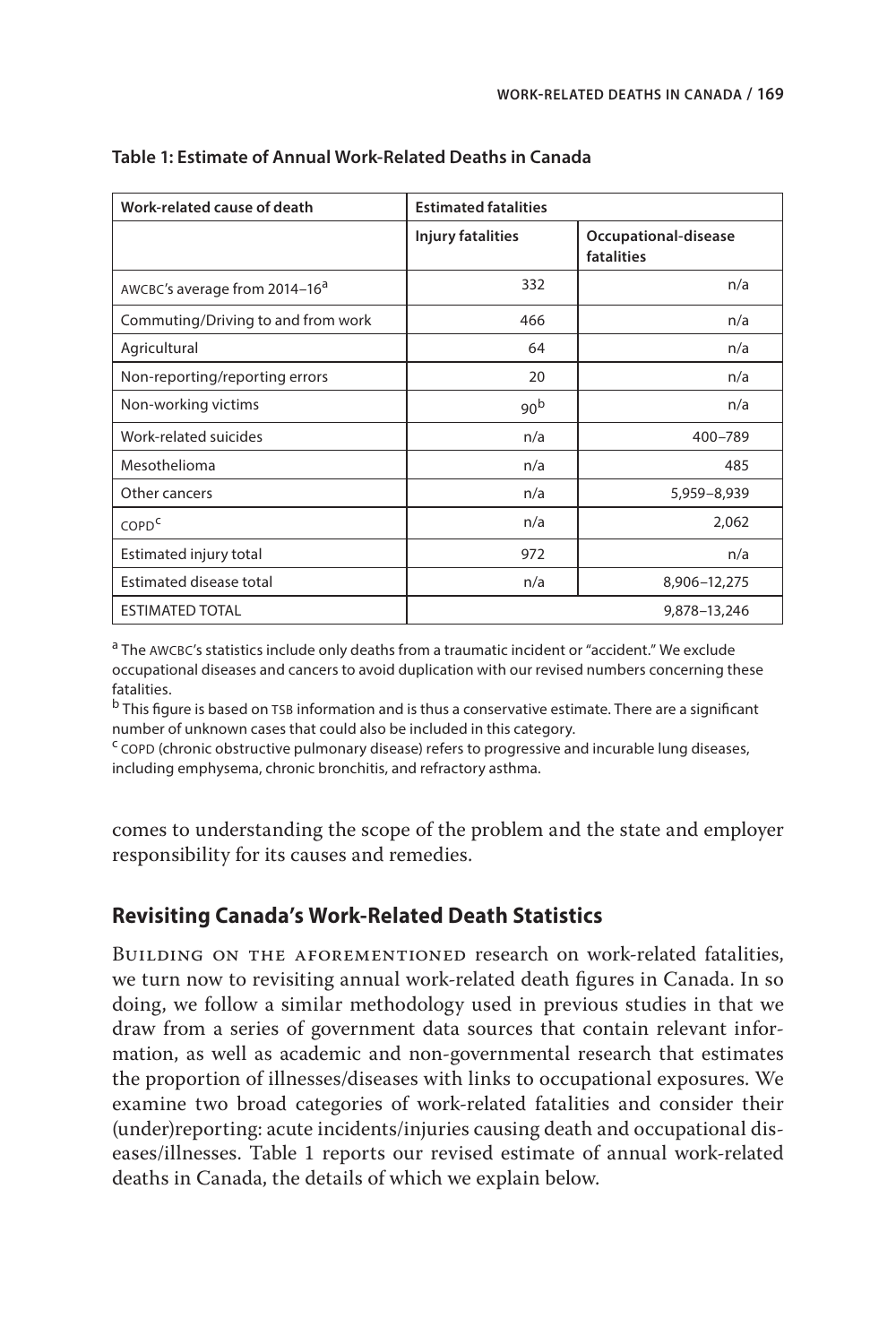**Table 1: Estimate of Annual Work-Related Deaths in Canada**

| Work-related cause of death | Estimated fatalities | |
|---|---|---|
| | Injury fatalities | Occupational-disease fatalities |
| AWCBC's average from 2014–16[a] | 332 | n/a |
| Commuting/Driving to and from work | 466 | n/a |
| Agricultural | 64 | n/a |
| Non-reporting/reporting errors | 20 | n/a |
| Non-working victims | 90[b] | n/a |
| Work-related suicides | n/a | 400–789 |
| Mesothelioma | n/a | 485 |
| Other cancers | n/a | 5,959–8,939 |
| COPD[c] | n/a | 2,062 |
| Estimated injury total | 972 | n/a |
| Estimated disease total | n/a | 8,906–12,275 |
| ESTIMATED TOTAL | 9,878–13,246 | |

[a] The AWCBC's statistics include only deaths from a traumatic incident or "accident." We exclude occupational diseases and cancers to avoid duplication with our revised numbers concerning these fatalities.

[b] This figure is based on TSB information and is thus a conservative estimate. There are a significant number of unknown cases that could also be included in this category.

[c] COPD (chronic obstructive pulmonary disease) refers to progressive and incurable lung diseases, including emphysema, chronic bronchitis, and refractory asthma.

comes to understanding the scope of the problem and the state and employer responsibility for its causes and remedies.

## Revisiting Canada's Work-Related Death Statistics

Building on the aforementioned research on work-related fatalities, we turn now to revisiting annual work-related death figures in Canada. In so doing, we follow a similar methodology used in previous studies in that we draw from a series of government data sources that contain relevant information, as well as academic and non-governmental research that estimates the proportion of illnesses/diseases with links to occupational exposures. We examine two broad categories of work-related fatalities and consider their (under)reporting: acute incidents/injuries causing death and occupational diseases/illnesses. Table 1 reports our revised estimate of annual work-related deaths in Canada, the details of which we explain below.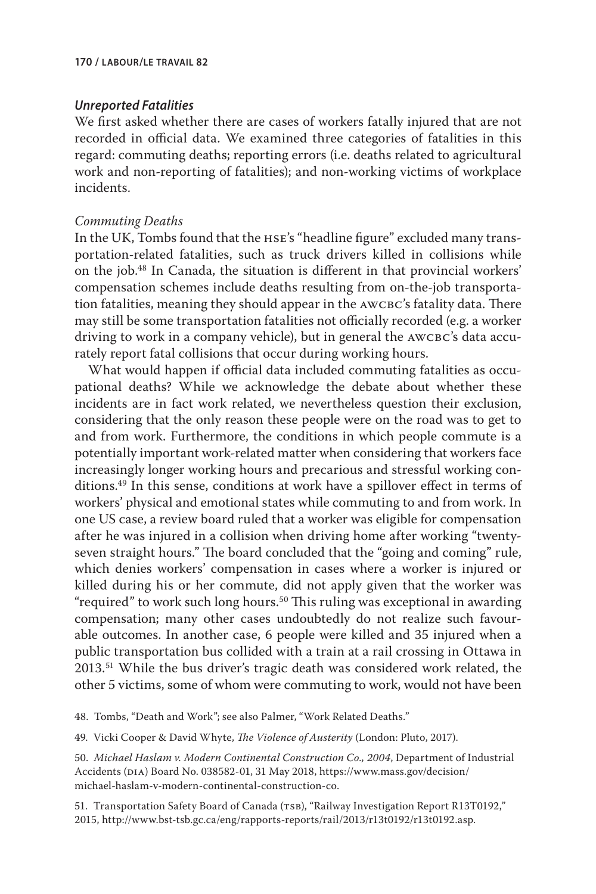### *Unreported Fatalities*

We first asked whether there are cases of workers fatally injured that are not recorded in official data. We examined three categories of fatalities in this regard: commuting deaths; reporting errors (i.e. deaths related to agricultural work and non-reporting of fatalities); and non-working victims of workplace incidents.

#### *Commuting Deaths*

In the UK, Tombs found that the HSE's "headline figure" excluded many transportation-related fatalities, such as truck drivers killed in collisions while on the job.[48] In Canada, the situation is different in that provincial workers' compensation schemes include deaths resulting from on-the-job transportation fatalities, meaning they should appear in the AWCBC's fatality data. There may still be some transportation fatalities not officially recorded (e.g. a worker driving to work in a company vehicle), but in general the AWCBC's data accurately report fatal collisions that occur during working hours.

What would happen if official data included commuting fatalities as occupational deaths? While we acknowledge the debate about whether these incidents are in fact work related, we nevertheless question their exclusion, considering that the only reason these people were on the road was to get to and from work. Furthermore, the conditions in which people commute is a potentially important work-related matter when considering that workers face increasingly longer working hours and precarious and stressful working conditions.[49] In this sense, conditions at work have a spillover effect in terms of workers' physical and emotional states while commuting to and from work. In one US case, a review board ruled that a worker was eligible for compensation after he was injured in a collision when driving home after working "twenty-seven straight hours." The board concluded that the "going and coming" rule, which denies workers' compensation in cases where a worker is injured or killed during his or her commute, did not apply given that the worker was "required" to work such long hours.[50] This ruling was exceptional in awarding compensation; many other cases undoubtedly do not realize such favourable outcomes. In another case, 6 people were killed and 35 injured when a public transportation bus collided with a train at a rail crossing in Ottawa in 2013.[51] While the bus driver's tragic death was considered work related, the other 5 victims, some of whom were commuting to work, would not have been

48. Tombs, "Death and Work"; see also Palmer, "Work Related Deaths."

49. Vicki Cooper & David Whyte, *The Violence of Austerity* (London: Pluto, 2017).

50. *Michael Haslam v. Modern Continental Construction Co., 2004*, Department of Industrial Accidents (DIA) Board No. 038582-01, 31 May 2018, https://www.mass.gov/decision/michael-haslam-v-modern-continental-construction-co.

51. Transportation Safety Board of Canada (TSB), "Railway Investigation Report R13T0192," 2015, http://www.bst-tsb.gc.ca/eng/rapports-reports/rail/2013/r13t0192/r13t0192.asp.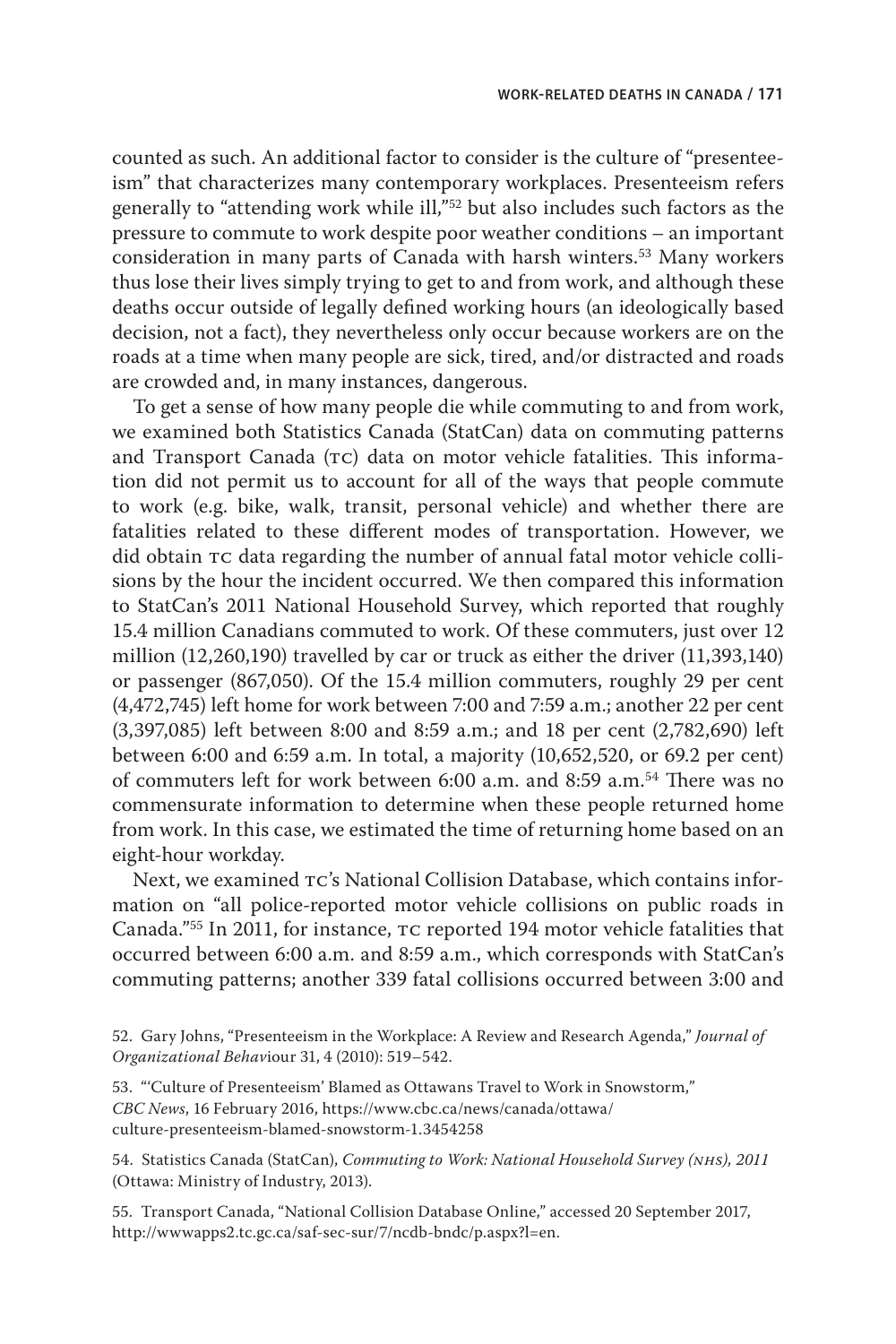counted as such. An additional factor to consider is the culture of "presenteeism" that characterizes many contemporary workplaces. Presenteeism refers generally to "attending work while ill,"[52] but also includes such factors as the pressure to commute to work despite poor weather conditions – an important consideration in many parts of Canada with harsh winters.[53] Many workers thus lose their lives simply trying to get to and from work, and although these deaths occur outside of legally defined working hours (an ideologically based decision, not a fact), they nevertheless only occur because workers are on the roads at a time when many people are sick, tired, and/or distracted and roads are crowded and, in many instances, dangerous.

To get a sense of how many people die while commuting to and from work, we examined both Statistics Canada (StatCan) data on commuting patterns and Transport Canada (TC) data on motor vehicle fatalities. This information did not permit us to account for all of the ways that people commute to work (e.g. bike, walk, transit, personal vehicle) and whether there are fatalities related to these different modes of transportation. However, we did obtain TC data regarding the number of annual fatal motor vehicle collisions by the hour the incident occurred. We then compared this information to StatCan's 2011 National Household Survey, which reported that roughly 15.4 million Canadians commuted to work. Of these commuters, just over 12 million (12,260,190) travelled by car or truck as either the driver (11,393,140) or passenger (867,050). Of the 15.4 million commuters, roughly 29 per cent (4,472,745) left home for work between 7:00 and 7:59 a.m.; another 22 per cent (3,397,085) left between 8:00 and 8:59 a.m.; and 18 per cent (2,782,690) left between 6:00 and 6:59 a.m. In total, a majority (10,652,520, or 69.2 per cent) of commuters left for work between 6:00 a.m. and 8:59 a.m.[54] There was no commensurate information to determine when these people returned home from work. In this case, we estimated the time of returning home based on an eight-hour workday.

Next, we examined TC's National Collision Database, which contains information on "all police-reported motor vehicle collisions on public roads in Canada."[55] In 2011, for instance, TC reported 194 motor vehicle fatalities that occurred between 6:00 a.m. and 8:59 a.m., which corresponds with StatCan's commuting patterns; another 339 fatal collisions occurred between 3:00 and

52. Gary Johns, "Presenteeism in the Workplace: A Review and Research Agenda," *Journal of Organizational Behaviour* 31, 4 (2010): 519–542.

53. "'Culture of Presenteeism' Blamed as Ottawans Travel to Work in Snowstorm," *CBC News*, 16 February 2016, https://www.cbc.ca/news/canada/ottawa/culture-presenteeism-blamed-snowstorm-1.3454258

54. Statistics Canada (StatCan), *Commuting to Work: National Household Survey (NHS), 2011* (Ottawa: Ministry of Industry, 2013).

55. Transport Canada, "National Collision Database Online," accessed 20 September 2017, http://wwwapps2.tc.gc.ca/saf-sec-sur/7/ncdb-bndc/p.aspx?l=en.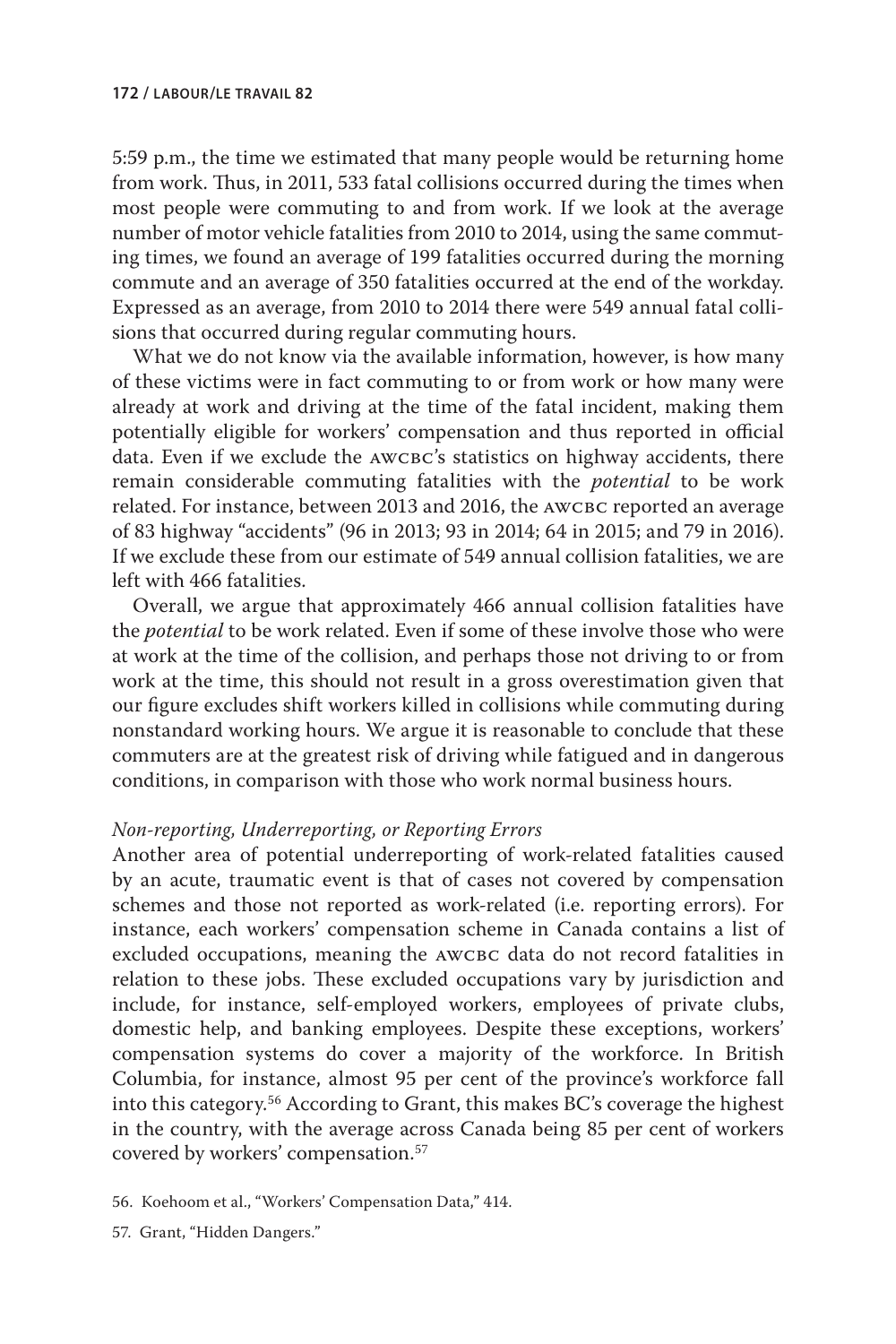5:59 p.m., the time we estimated that many people would be returning home from work. Thus, in 2011, 533 fatal collisions occurred during the times when most people were commuting to and from work. If we look at the average number of motor vehicle fatalities from 2010 to 2014, using the same commuting times, we found an average of 199 fatalities occurred during the morning commute and an average of 350 fatalities occurred at the end of the workday. Expressed as an average, from 2010 to 2014 there were 549 annual fatal collisions that occurred during regular commuting hours.

What we do not know via the available information, however, is how many of these victims were in fact commuting to or from work or how many were already at work and driving at the time of the fatal incident, making them potentially eligible for workers' compensation and thus reported in official data. Even if we exclude the AWCBC's statistics on highway accidents, there remain considerable commuting fatalities with the *potential* to be work related. For instance, between 2013 and 2016, the AWCBC reported an average of 83 highway "accidents" (96 in 2013; 93 in 2014; 64 in 2015; and 79 in 2016). If we exclude these from our estimate of 549 annual collision fatalities, we are left with 466 fatalities.

Overall, we argue that approximately 466 annual collision fatalities have the *potential* to be work related. Even if some of these involve those who were at work at the time of the collision, and perhaps those not driving to or from work at the time, this should not result in a gross overestimation given that our figure excludes shift workers killed in collisions while commuting during nonstandard working hours. We argue it is reasonable to conclude that these commuters are at the greatest risk of driving while fatigued and in dangerous conditions, in comparison with those who work normal business hours.

### *Non-reporting, Underreporting, or Reporting Errors*

Another area of potential underreporting of work-related fatalities caused by an acute, traumatic event is that of cases not covered by compensation schemes and those not reported as work-related (i.e. reporting errors). For instance, each workers' compensation scheme in Canada contains a list of excluded occupations, meaning the AWCBC data do not record fatalities in relation to these jobs. These excluded occupations vary by jurisdiction and include, for instance, self-employed workers, employees of private clubs, domestic help, and banking employees. Despite these exceptions, workers' compensation systems do cover a majority of the workforce. In British Columbia, for instance, almost 95 per cent of the province's workforce fall into this category.[56] According to Grant, this makes BC's coverage the highest in the country, with the average across Canada being 85 per cent of workers covered by workers' compensation.[57]

56. Koehoom et al., "Workers' Compensation Data," 414.

57. Grant, "Hidden Dangers."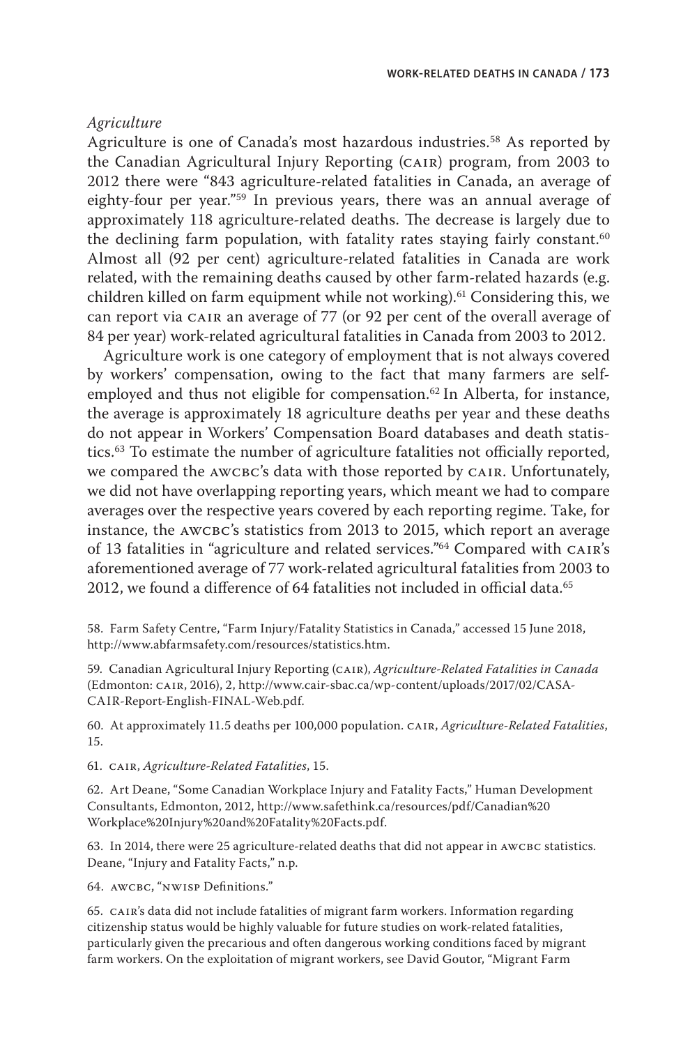*Agriculture*

Agriculture is one of Canada's most hazardous industries.[58] As reported by the Canadian Agricultural Injury Reporting (CAIR) program, from 2003 to 2012 there were "843 agriculture-related fatalities in Canada, an average of eighty-four per year."[59] In previous years, there was an annual average of approximately 118 agriculture-related deaths. The decrease is largely due to the declining farm population, with fatality rates staying fairly constant.[60] Almost all (92 per cent) agriculture-related fatalities in Canada are work related, with the remaining deaths caused by other farm-related hazards (e.g. children killed on farm equipment while not working).[61] Considering this, we can report via CAIR an average of 77 (or 92 per cent of the overall average of 84 per year) work-related agricultural fatalities in Canada from 2003 to 2012.

Agriculture work is one category of employment that is not always covered by workers' compensation, owing to the fact that many farmers are self-employed and thus not eligible for compensation.[62] In Alberta, for instance, the average is approximately 18 agriculture deaths per year and these deaths do not appear in Workers' Compensation Board databases and death statistics.[63] To estimate the number of agriculture fatalities not officially reported, we compared the AWCBC's data with those reported by CAIR. Unfortunately, we did not have overlapping reporting years, which meant we had to compare averages over the respective years covered by each reporting regime. Take, for instance, the AWCBC's statistics from 2013 to 2015, which report an average of 13 fatalities in "agriculture and related services."[64] Compared with CAIR's aforementioned average of 77 work-related agricultural fatalities from 2003 to 2012, we found a difference of 64 fatalities not included in official data.[65]

58. Farm Safety Centre, "Farm Injury/Fatality Statistics in Canada," accessed 15 June 2018, http://www.abfarmsafety.com/resources/statistics.htm.

59. Canadian Agricultural Injury Reporting (CAIR), *Agriculture-Related Fatalities in Canada* (Edmonton: CAIR, 2016), 2, http://www.cair-sbac.ca/wp-content/uploads/2017/02/CASA-CAIR-Report-English-FINAL-Web.pdf.

60. At approximately 11.5 deaths per 100,000 population. CAIR, *Agriculture-Related Fatalities*, 15.

61. CAIR, *Agriculture-Related Fatalities*, 15.

62. Art Deane, "Some Canadian Workplace Injury and Fatality Facts," Human Development Consultants, Edmonton, 2012, http://www.safethink.ca/resources/pdf/Canadian%20Workplace%20Injury%20and%20Fatality%20Facts.pdf.

63. In 2014, there were 25 agriculture-related deaths that did not appear in AWCBC statistics. Deane, "Injury and Fatality Facts," n.p.

64. AWCBC, "NWISP Definitions."

65. CAIR's data did not include fatalities of migrant farm workers. Information regarding citizenship status would be highly valuable for future studies on work-related fatalities, particularly given the precarious and often dangerous working conditions faced by migrant farm workers. On the exploitation of migrant workers, see David Goutor, "Migrant Farm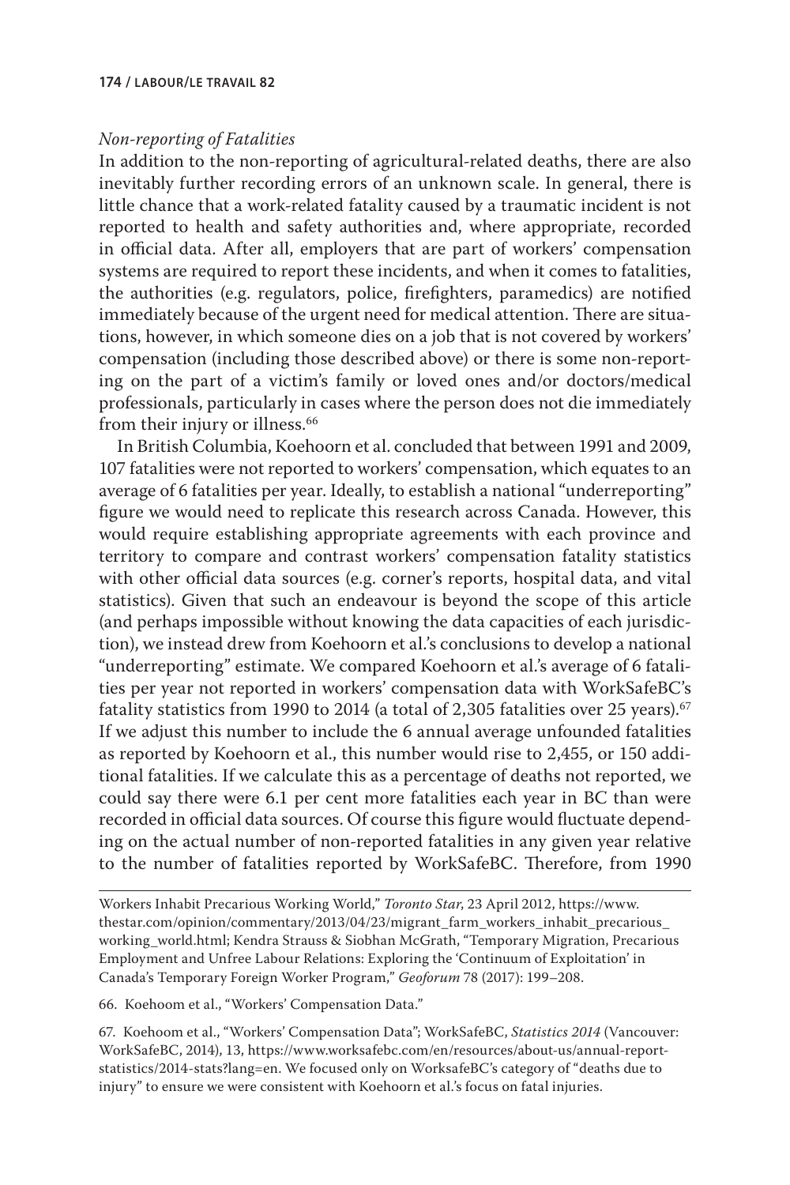*Non-reporting of Fatalities*

In addition to the non-reporting of agricultural-related deaths, there are also inevitably further recording errors of an unknown scale. In general, there is little chance that a work-related fatality caused by a traumatic incident is not reported to health and safety authorities and, where appropriate, recorded in official data. After all, employers that are part of workers' compensation systems are required to report these incidents, and when it comes to fatalities, the authorities (e.g. regulators, police, firefighters, paramedics) are notified immediately because of the urgent need for medical attention. There are situations, however, in which someone dies on a job that is not covered by workers' compensation (including those described above) or there is some non-reporting on the part of a victim's family or loved ones and/or doctors/medical professionals, particularly in cases where the person does not die immediately from their injury or illness.[66]

In British Columbia, Koehoorn et al. concluded that between 1991 and 2009, 107 fatalities were not reported to workers' compensation, which equates to an average of 6 fatalities per year. Ideally, to establish a national "underreporting" figure we would need to replicate this research across Canada. However, this would require establishing appropriate agreements with each province and territory to compare and contrast workers' compensation fatality statistics with other official data sources (e.g. corner's reports, hospital data, and vital statistics). Given that such an endeavour is beyond the scope of this article (and perhaps impossible without knowing the data capacities of each jurisdiction), we instead drew from Koehoorn et al.'s conclusions to develop a national "underreporting" estimate. We compared Koehoorn et al.'s average of 6 fatalities per year not reported in workers' compensation data with WorkSafeBC's fatality statistics from 1990 to 2014 (a total of 2,305 fatalities over 25 years).[67] If we adjust this number to include the 6 annual average unfounded fatalities as reported by Koehoorn et al., this number would rise to 2,455, or 150 additional fatalities. If we calculate this as a percentage of deaths not reported, we could say there were 6.1 per cent more fatalities each year in BC than were recorded in official data sources. Of course this figure would fluctuate depending on the actual number of non-reported fatalities in any given year relative to the number of fatalities reported by WorkSafeBC. Therefore, from 1990

---

Workers Inhabit Precarious Working World," *Toronto Star*, 23 April 2012, https://www.thestar.com/opinion/commentary/2013/04/23/migrant_farm_workers_inhabit_precarious_working_world.html; Kendra Strauss & Siobhan McGrath, "Temporary Migration, Precarious Employment and Unfree Labour Relations: Exploring the 'Continuum of Exploitation' in Canada's Temporary Foreign Worker Program," *Geoforum* 78 (2017): 199–208.

66. Koehoom et al., "Workers' Compensation Data."

67. Koehoom et al., "Workers' Compensation Data"; WorkSafeBC, *Statistics 2014* (Vancouver: WorkSafeBC, 2014), 13, https://www.worksafebc.com/en/resources/about-us/annual-report-statistics/2014-stats?lang=en. We focused only on WorksafeBC's category of "deaths due to injury" to ensure we were consistent with Koehoorn et al.'s focus on fatal injuries.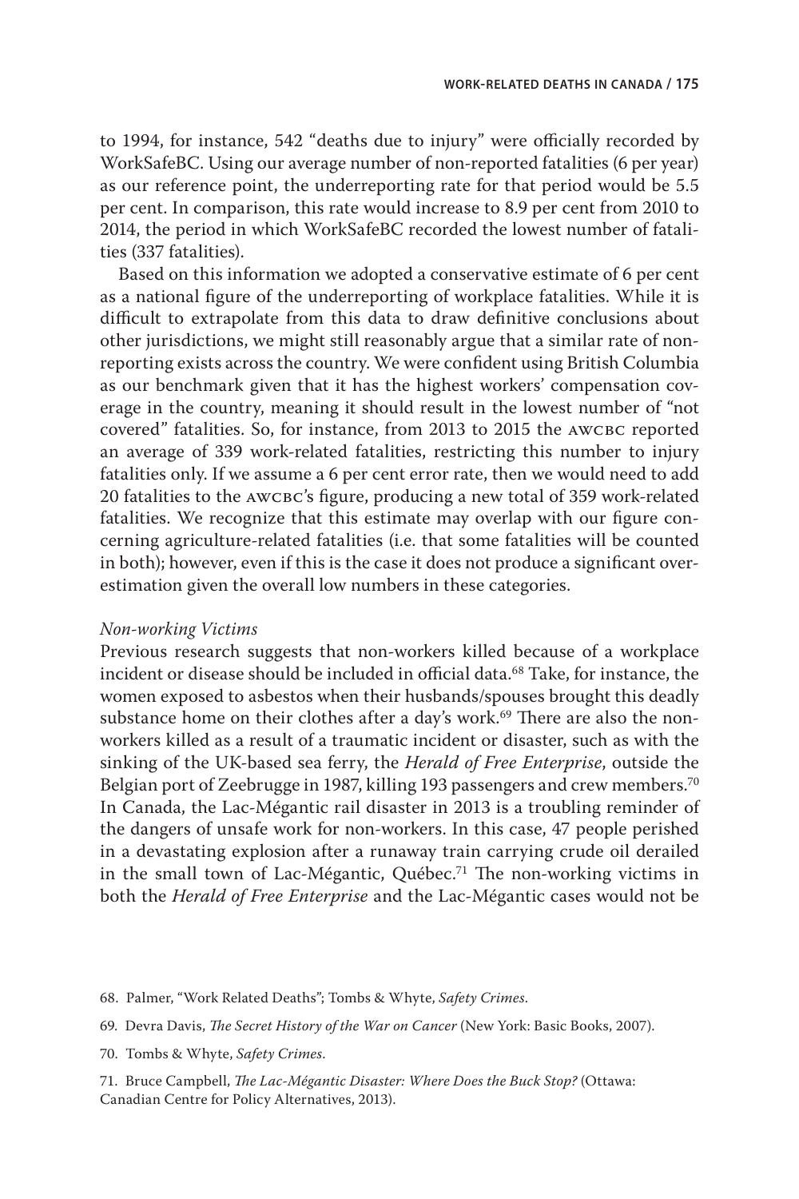to 1994, for instance, 542 "deaths due to injury" were officially recorded by WorkSafeBC. Using our average number of non-reported fatalities (6 per year) as our reference point, the underreporting rate for that period would be 5.5 per cent. In comparison, this rate would increase to 8.9 per cent from 2010 to 2014, the period in which WorkSafeBC recorded the lowest number of fatalities (337 fatalities).

Based on this information we adopted a conservative estimate of 6 per cent as a national figure of the underreporting of workplace fatalities. While it is difficult to extrapolate from this data to draw definitive conclusions about other jurisdictions, we might still reasonably argue that a similar rate of non-reporting exists across the country. We were confident using British Columbia as our benchmark given that it has the highest workers' compensation coverage in the country, meaning it should result in the lowest number of "not covered" fatalities. So, for instance, from 2013 to 2015 the AWCBC reported an average of 339 work-related fatalities, restricting this number to injury fatalities only. If we assume a 6 per cent error rate, then we would need to add 20 fatalities to the AWCBC's figure, producing a new total of 359 work-related fatalities. We recognize that this estimate may overlap with our figure concerning agriculture-related fatalities (i.e. that some fatalities will be counted in both); however, even if this is the case it does not produce a significant overestimation given the overall low numbers in these categories.

*Non-working Victims*

Previous research suggests that non-workers killed because of a workplace incident or disease should be included in official data.[68] Take, for instance, the women exposed to asbestos when their husbands/spouses brought this deadly substance home on their clothes after a day's work.[69] There are also the non-workers killed as a result of a traumatic incident or disaster, such as with the sinking of the UK-based sea ferry, the *Herald of Free Enterprise*, outside the Belgian port of Zeebrugge in 1987, killing 193 passengers and crew members.[70] In Canada, the Lac-Mégantic rail disaster in 2013 is a troubling reminder of the dangers of unsafe work for non-workers. In this case, 47 people perished in a devastating explosion after a runaway train carrying crude oil derailed in the small town of Lac-Mégantic, Québec.[71] The non-working victims in both the *Herald of Free Enterprise* and the Lac-Mégantic cases would not be

68. Palmer, "Work Related Deaths"; Tombs & Whyte, *Safety Crimes*.

69. Devra Davis, *The Secret History of the War on Cancer* (New York: Basic Books, 2007).

70. Tombs & Whyte, *Safety Crimes*.

71. Bruce Campbell, *The Lac-Mégantic Disaster: Where Does the Buck Stop?* (Ottawa: Canadian Centre for Policy Alternatives, 2013).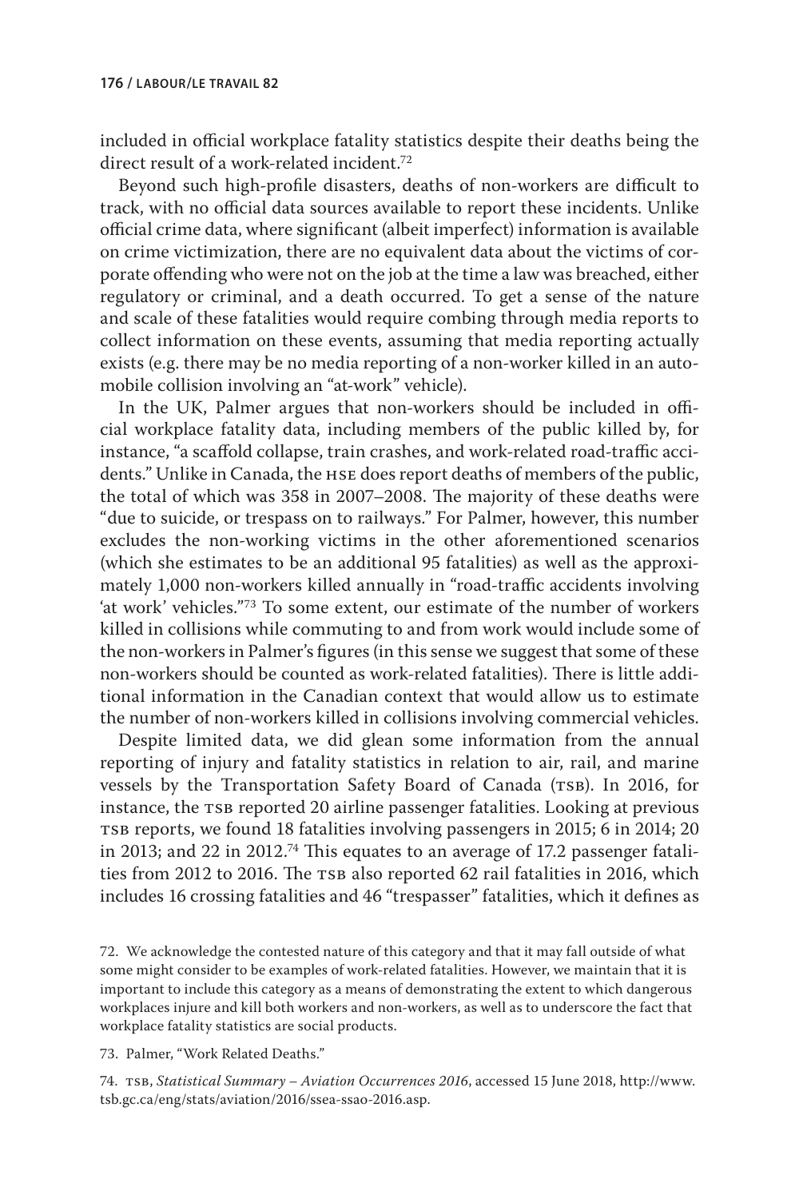included in official workplace fatality statistics despite their deaths being the direct result of a work-related incident.[72]

Beyond such high-profile disasters, deaths of non-workers are difficult to track, with no official data sources available to report these incidents. Unlike official crime data, where significant (albeit imperfect) information is available on crime victimization, there are no equivalent data about the victims of corporate offending who were not on the job at the time a law was breached, either regulatory or criminal, and a death occurred. To get a sense of the nature and scale of these fatalities would require combing through media reports to collect information on these events, assuming that media reporting actually exists (e.g. there may be no media reporting of a non-worker killed in an automobile collision involving an "at-work" vehicle).

In the UK, Palmer argues that non-workers should be included in official workplace fatality data, including members of the public killed by, for instance, "a scaffold collapse, train crashes, and work-related road-traffic accidents." Unlike in Canada, the HSE does report deaths of members of the public, the total of which was 358 in 2007–2008. The majority of these deaths were "due to suicide, or trespass on to railways." For Palmer, however, this number excludes the non-working victims in the other aforementioned scenarios (which she estimates to be an additional 95 fatalities) as well as the approximately 1,000 non-workers killed annually in "road-traffic accidents involving 'at work' vehicles."[73] To some extent, our estimate of the number of workers killed in collisions while commuting to and from work would include some of the non-workers in Palmer's figures (in this sense we suggest that some of these non-workers should be counted as work-related fatalities). There is little additional information in the Canadian context that would allow us to estimate the number of non-workers killed in collisions involving commercial vehicles.

Despite limited data, we did glean some information from the annual reporting of injury and fatality statistics in relation to air, rail, and marine vessels by the Transportation Safety Board of Canada (TSB). In 2016, for instance, the TSB reported 20 airline passenger fatalities. Looking at previous TSB reports, we found 18 fatalities involving passengers in 2015; 6 in 2014; 20 in 2013; and 22 in 2012.[74] This equates to an average of 17.2 passenger fatalities from 2012 to 2016. The TSB also reported 62 rail fatalities in 2016, which includes 16 crossing fatalities and 46 "trespasser" fatalities, which it defines as

72. We acknowledge the contested nature of this category and that it may fall outside of what some might consider to be examples of work-related fatalities. However, we maintain that it is important to include this category as a means of demonstrating the extent to which dangerous workplaces injure and kill both workers and non-workers, as well as to underscore the fact that workplace fatality statistics are social products.

73. Palmer, "Work Related Deaths."

74. TSB, *Statistical Summary – Aviation Occurrences 2016*, accessed 15 June 2018, http://www.tsb.gc.ca/eng/stats/aviation/2016/ssea-ssao-2016.asp.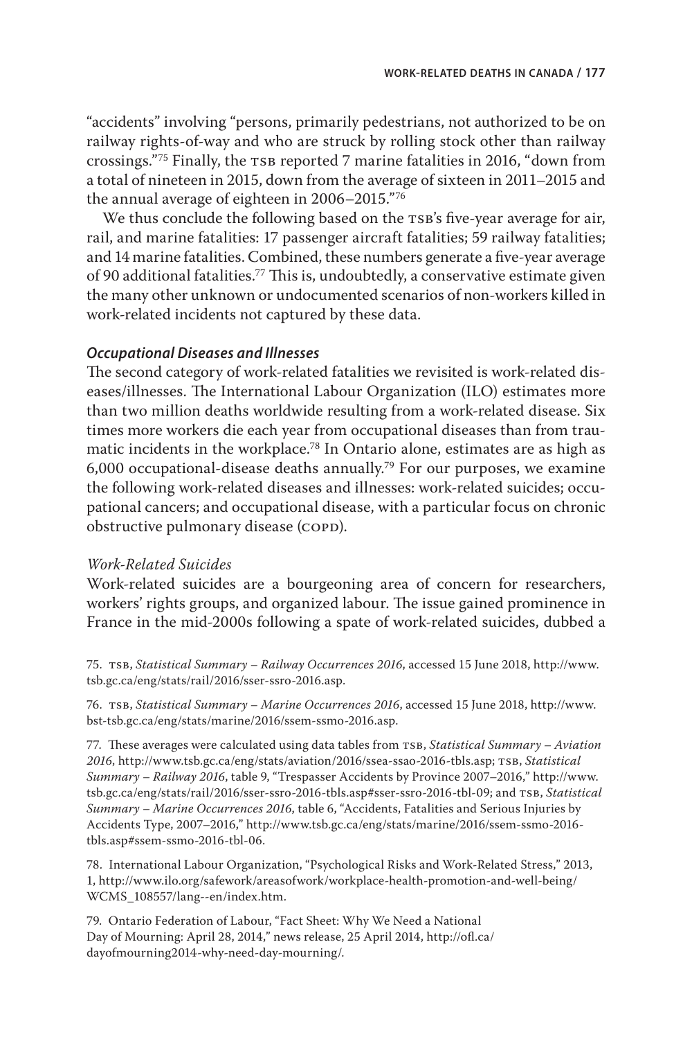"accidents" involving "persons, primarily pedestrians, not authorized to be on railway rights-of-way and who are struck by rolling stock other than railway crossings."[75] Finally, the TSB reported 7 marine fatalities in 2016, "down from a total of nineteen in 2015, down from the average of sixteen in 2011–2015 and the annual average of eighteen in 2006–2015."[76]

We thus conclude the following based on the TSB's five-year average for air, rail, and marine fatalities: 17 passenger aircraft fatalities; 59 railway fatalities; and 14 marine fatalities. Combined, these numbers generate a five-year average of 90 additional fatalities.[77] This is, undoubtedly, a conservative estimate given the many other unknown or undocumented scenarios of non-workers killed in work-related incidents not captured by these data.

### *Occupational Diseases and Illnesses*

The second category of work-related fatalities we revisited is work-related diseases/illnesses. The International Labour Organization (ILO) estimates more than two million deaths worldwide resulting from a work-related disease. Six times more workers die each year from occupational diseases than from traumatic incidents in the workplace.[78] In Ontario alone, estimates are as high as 6,000 occupational-disease deaths annually.[79] For our purposes, we examine the following work-related diseases and illnesses: work-related suicides; occupational cancers; and occupational disease, with a particular focus on chronic obstructive pulmonary disease (COPD).

#### *Work-Related Suicides*

Work-related suicides are a bourgeoning area of concern for researchers, workers' rights groups, and organized labour. The issue gained prominence in France in the mid-2000s following a spate of work-related suicides, dubbed a

75. TSB, *Statistical Summary – Railway Occurrences 2016*, accessed 15 June 2018, http://www.tsb.gc.ca/eng/stats/rail/2016/sser-ssro-2016.asp.

76. TSB, *Statistical Summary – Marine Occurrences 2016*, accessed 15 June 2018, http://www.bst-tsb.gc.ca/eng/stats/marine/2016/ssem-ssmo-2016.asp.

77. These averages were calculated using data tables from TSB, *Statistical Summary – Aviation 2016*, http://www.tsb.gc.ca/eng/stats/aviation/2016/ssea-ssao-2016-tbls.asp; TSB, *Statistical Summary – Railway 2016*, table 9, "Trespasser Accidents by Province 2007–2016," http://www.tsb.gc.ca/eng/stats/rail/2016/sser-ssro-2016-tbls.asp#sser-ssro-2016-tbl-09; and TSB, *Statistical Summary – Marine Occurrences 2016*, table 6, "Accidents, Fatalities and Serious Injuries by Accidents Type, 2007–2016," http://www.tsb.gc.ca/eng/stats/marine/2016/ssem-ssmo-2016-tbls.asp#ssem-ssmo-2016-tbl-06.

78. International Labour Organization, "Psychological Risks and Work-Related Stress," 2013, 1, http://www.ilo.org/safework/areasofwork/workplace-health-promotion-and-well-being/WCMS_108557/lang--en/index.htm.

79. Ontario Federation of Labour, "Fact Sheet: Why We Need a National Day of Mourning: April 28, 2014," news release, 25 April 2014, http://ofl.ca/dayofmourning2014-why-need-day-mourning/.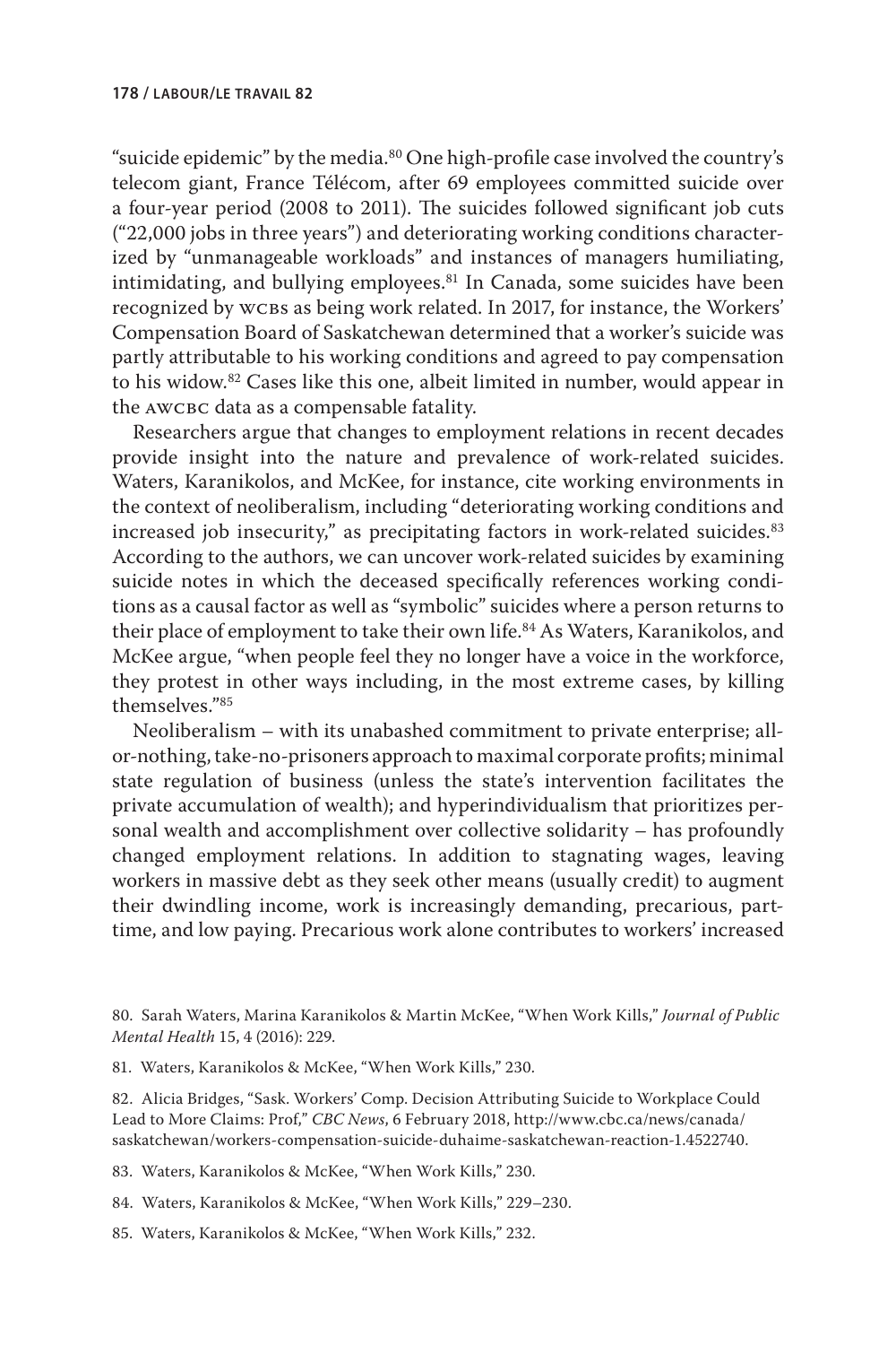"suicide epidemic" by the media.[80] One high-profile case involved the country's telecom giant, France Télécom, after 69 employees committed suicide over a four-year period (2008 to 2011). The suicides followed significant job cuts ("22,000 jobs in three years") and deteriorating working conditions characterized by "unmanageable workloads" and instances of managers humiliating, intimidating, and bullying employees.[81] In Canada, some suicides have been recognized by WCBs as being work related. In 2017, for instance, the Workers' Compensation Board of Saskatchewan determined that a worker's suicide was partly attributable to his working conditions and agreed to pay compensation to his widow.[82] Cases like this one, albeit limited in number, would appear in the AWCBC data as a compensable fatality.

Researchers argue that changes to employment relations in recent decades provide insight into the nature and prevalence of work-related suicides. Waters, Karanikolos, and McKee, for instance, cite working environments in the context of neoliberalism, including "deteriorating working conditions and increased job insecurity," as precipitating factors in work-related suicides.[83] According to the authors, we can uncover work-related suicides by examining suicide notes in which the deceased specifically references working conditions as a causal factor as well as "symbolic" suicides where a person returns to their place of employment to take their own life.[84] As Waters, Karanikolos, and McKee argue, "when people feel they no longer have a voice in the workforce, they protest in other ways including, in the most extreme cases, by killing themselves."[85]

Neoliberalism – with its unabashed commitment to private enterprise; all-or-nothing, take-no-prisoners approach to maximal corporate profits; minimal state regulation of business (unless the state's intervention facilitates the private accumulation of wealth); and hyperindividualism that prioritizes personal wealth and accomplishment over collective solidarity – has profoundly changed employment relations. In addition to stagnating wages, leaving workers in massive debt as they seek other means (usually credit) to augment their dwindling income, work is increasingly demanding, precarious, part-time, and low paying. Precarious work alone contributes to workers' increased

80. Sarah Waters, Marina Karanikolos & Martin McKee, "When Work Kills," *Journal of Public Mental Health* 15, 4 (2016): 229.

81. Waters, Karanikolos & McKee, "When Work Kills," 230.

82. Alicia Bridges, "Sask. Workers' Comp. Decision Attributing Suicide to Workplace Could Lead to More Claims: Prof," *CBC News*, 6 February 2018, http://www.cbc.ca/news/canada/saskatchewan/workers-compensation-suicide-duhaime-saskatchewan-reaction-1.4522740.

83. Waters, Karanikolos & McKee, "When Work Kills," 230.

84. Waters, Karanikolos & McKee, "When Work Kills," 229–230.

85. Waters, Karanikolos & McKee, "When Work Kills," 232.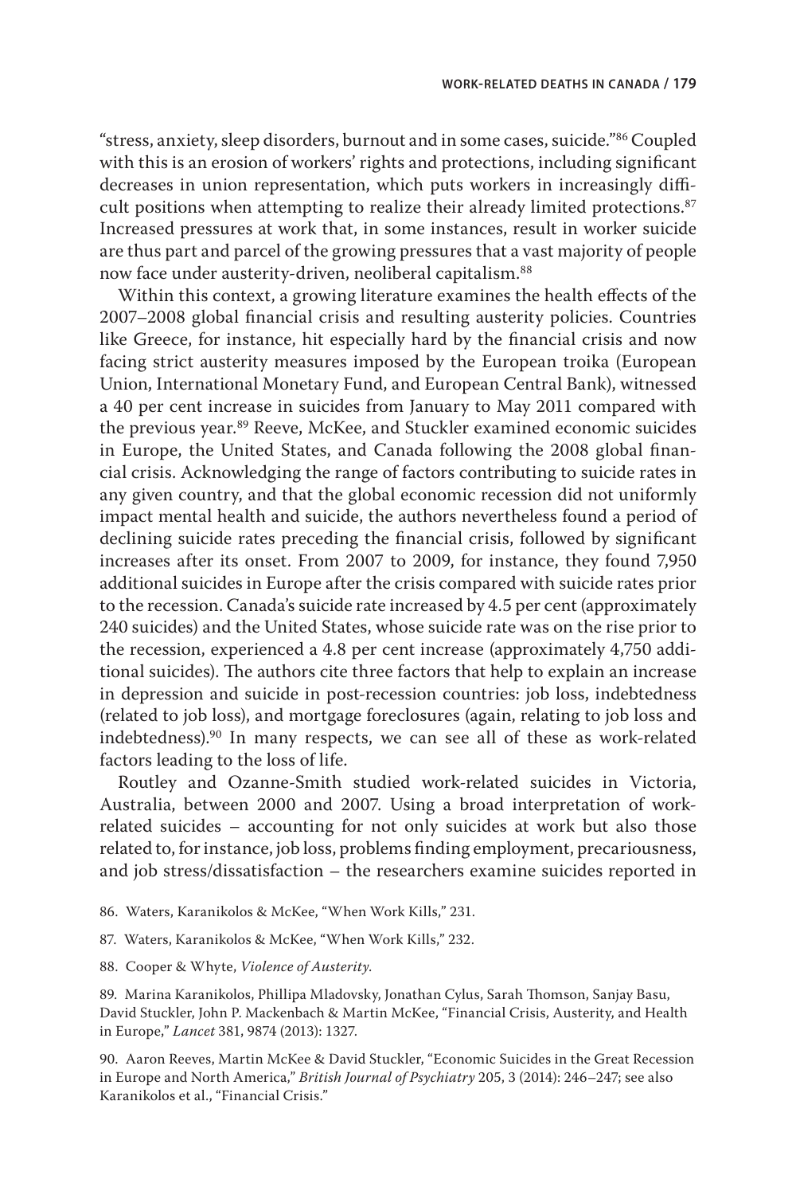"stress, anxiety, sleep disorders, burnout and in some cases, suicide."[86] Coupled with this is an erosion of workers' rights and protections, including significant decreases in union representation, which puts workers in increasingly difficult positions when attempting to realize their already limited protections.[87] Increased pressures at work that, in some instances, result in worker suicide are thus part and parcel of the growing pressures that a vast majority of people now face under austerity-driven, neoliberal capitalism.[88]

Within this context, a growing literature examines the health effects of the 2007–2008 global financial crisis and resulting austerity policies. Countries like Greece, for instance, hit especially hard by the financial crisis and now facing strict austerity measures imposed by the European troika (European Union, International Monetary Fund, and European Central Bank), witnessed a 40 per cent increase in suicides from January to May 2011 compared with the previous year.[89] Reeve, McKee, and Stuckler examined economic suicides in Europe, the United States, and Canada following the 2008 global financial crisis. Acknowledging the range of factors contributing to suicide rates in any given country, and that the global economic recession did not uniformly impact mental health and suicide, the authors nevertheless found a period of declining suicide rates preceding the financial crisis, followed by significant increases after its onset. From 2007 to 2009, for instance, they found 7,950 additional suicides in Europe after the crisis compared with suicide rates prior to the recession. Canada's suicide rate increased by 4.5 per cent (approximately 240 suicides) and the United States, whose suicide rate was on the rise prior to the recession, experienced a 4.8 per cent increase (approximately 4,750 additional suicides). The authors cite three factors that help to explain an increase in depression and suicide in post-recession countries: job loss, indebtedness (related to job loss), and mortgage foreclosures (again, relating to job loss and indebtedness).[90] In many respects, we can see all of these as work-related factors leading to the loss of life.

Routley and Ozanne-Smith studied work-related suicides in Victoria, Australia, between 2000 and 2007. Using a broad interpretation of work-related suicides – accounting for not only suicides at work but also those related to, for instance, job loss, problems finding employment, precariousness, and job stress/dissatisfaction – the researchers examine suicides reported in

86. Waters, Karanikolos & McKee, "When Work Kills," 231.

87. Waters, Karanikolos & McKee, "When Work Kills," 232.

88. Cooper & Whyte, *Violence of Austerity*.

89. Marina Karanikolos, Phillipa Mladovsky, Jonathan Cylus, Sarah Thomson, Sanjay Basu, David Stuckler, John P. Mackenbach & Martin McKee, "Financial Crisis, Austerity, and Health in Europe," *Lancet* 381, 9874 (2013): 1327.

90. Aaron Reeves, Martin McKee & David Stuckler, "Economic Suicides in the Great Recession in Europe and North America," *British Journal of Psychiatry* 205, 3 (2014): 246–247; see also Karanikolos et al., "Financial Crisis."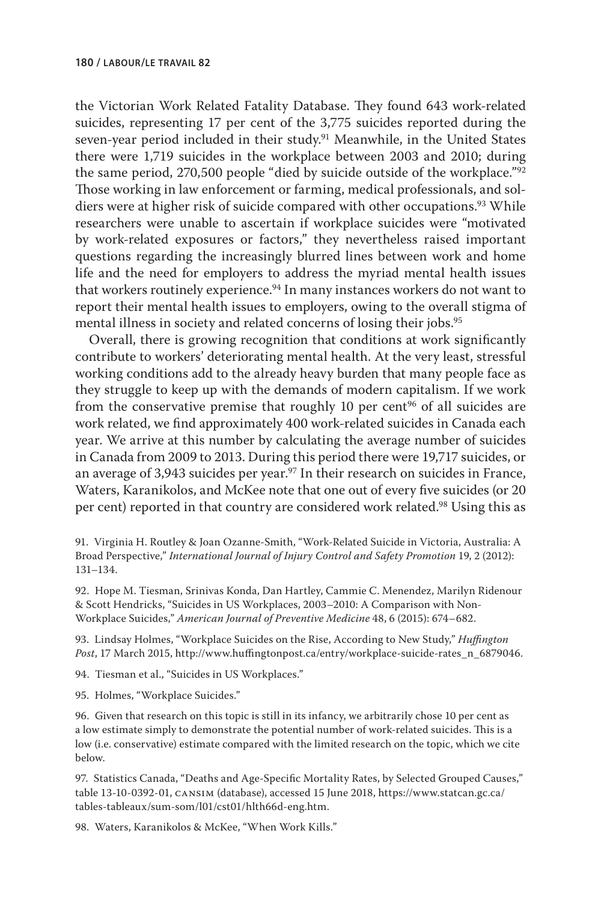the Victorian Work Related Fatality Database. They found 643 work-related suicides, representing 17 per cent of the 3,775 suicides reported during the seven-year period included in their study.[91] Meanwhile, in the United States there were 1,719 suicides in the workplace between 2003 and 2010; during the same period, 270,500 people "died by suicide outside of the workplace."[92] Those working in law enforcement or farming, medical professionals, and soldiers were at higher risk of suicide compared with other occupations.[93] While researchers were unable to ascertain if workplace suicides were "motivated by work-related exposures or factors," they nevertheless raised important questions regarding the increasingly blurred lines between work and home life and the need for employers to address the myriad mental health issues that workers routinely experience.[94] In many instances workers do not want to report their mental health issues to employers, owing to the overall stigma of mental illness in society and related concerns of losing their jobs.[95]

Overall, there is growing recognition that conditions at work significantly contribute to workers' deteriorating mental health. At the very least, stressful working conditions add to the already heavy burden that many people face as they struggle to keep up with the demands of modern capitalism. If we work from the conservative premise that roughly 10 per cent[96] of all suicides are work related, we find approximately 400 work-related suicides in Canada each year. We arrive at this number by calculating the average number of suicides in Canada from 2009 to 2013. During this period there were 19,717 suicides, or an average of 3,943 suicides per year.[97] In their research on suicides in France, Waters, Karanikolos, and McKee note that one out of every five suicides (or 20 per cent) reported in that country are considered work related.[98] Using this as

91. Virginia H. Routley & Joan Ozanne-Smith, "Work-Related Suicide in Victoria, Australia: A Broad Perspective," *International Journal of Injury Control and Safety Promotion* 19, 2 (2012): 131–134.

92. Hope M. Tiesman, Srinivas Konda, Dan Hartley, Cammie C. Menendez, Marilyn Ridenour & Scott Hendricks, "Suicides in US Workplaces, 2003–2010: A Comparison with Non-Workplace Suicides," *American Journal of Preventive Medicine* 48, 6 (2015): 674–682.

93. Lindsay Holmes, "Workplace Suicides on the Rise, According to New Study," *Huffington Post*, 17 March 2015, http://www.huffingtonpost.ca/entry/workplace-suicide-rates_n_6879046.

94. Tiesman et al., "Suicides in US Workplaces."

95. Holmes, "Workplace Suicides."

96. Given that research on this topic is still in its infancy, we arbitrarily chose 10 per cent as a low estimate simply to demonstrate the potential number of work-related suicides. This is a low (i.e. conservative) estimate compared with the limited research on the topic, which we cite below.

97. Statistics Canada, "Deaths and Age-Specific Mortality Rates, by Selected Grouped Causes," table 13-10-0392-01, CANSIM (database), accessed 15 June 2018, https://www.statcan.gc.ca/tables-tableaux/sum-som/l01/cst01/hlth66d-eng.htm.

98. Waters, Karanikolos & McKee, "When Work Kills."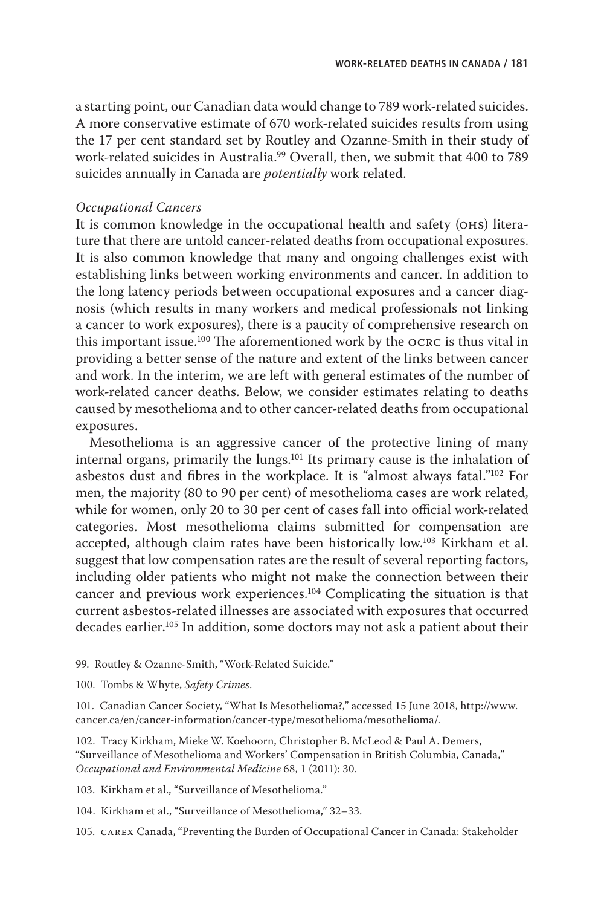a starting point, our Canadian data would change to 789 work-related suicides. A more conservative estimate of 670 work-related suicides results from using the 17 per cent standard set by Routley and Ozanne-Smith in their study of work-related suicides in Australia.[99] Overall, then, we submit that 400 to 789 suicides annually in Canada are *potentially* work related.

*Occupational Cancers*

It is common knowledge in the occupational health and safety (OHS) literature that there are untold cancer-related deaths from occupational exposures. It is also common knowledge that many and ongoing challenges exist with establishing links between working environments and cancer. In addition to the long latency periods between occupational exposures and a cancer diagnosis (which results in many workers and medical professionals not linking a cancer to work exposures), there is a paucity of comprehensive research on this important issue.[100] The aforementioned work by the OCRC is thus vital in providing a better sense of the nature and extent of the links between cancer and work. In the interim, we are left with general estimates of the number of work-related cancer deaths. Below, we consider estimates relating to deaths caused by mesothelioma and to other cancer-related deaths from occupational exposures.

Mesothelioma is an aggressive cancer of the protective lining of many internal organs, primarily the lungs.[101] Its primary cause is the inhalation of asbestos dust and fibres in the workplace. It is "almost always fatal."[102] For men, the majority (80 to 90 per cent) of mesothelioma cases are work related, while for women, only 20 to 30 per cent of cases fall into official work-related categories. Most mesothelioma claims submitted for compensation are accepted, although claim rates have been historically low.[103] Kirkham et al. suggest that low compensation rates are the result of several reporting factors, including older patients who might not make the connection between their cancer and previous work experiences.[104] Complicating the situation is that current asbestos-related illnesses are associated with exposures that occurred decades earlier.[105] In addition, some doctors may not ask a patient about their

99. Routley & Ozanne-Smith, "Work-Related Suicide."

100. Tombs & Whyte, *Safety Crimes*.

101. Canadian Cancer Society, "What Is Mesothelioma?," accessed 15 June 2018, http://www.cancer.ca/en/cancer-information/cancer-type/mesothelioma/mesothelioma/.

102. Tracy Kirkham, Mieke W. Koehoorn, Christopher B. McLeod & Paul A. Demers, "Surveillance of Mesothelioma and Workers' Compensation in British Columbia, Canada," *Occupational and Environmental Medicine* 68, 1 (2011): 30.

103. Kirkham et al., "Surveillance of Mesothelioma."

104. Kirkham et al., "Surveillance of Mesothelioma," 32–33.

105. CAREX Canada, "Preventing the Burden of Occupational Cancer in Canada: Stakeholder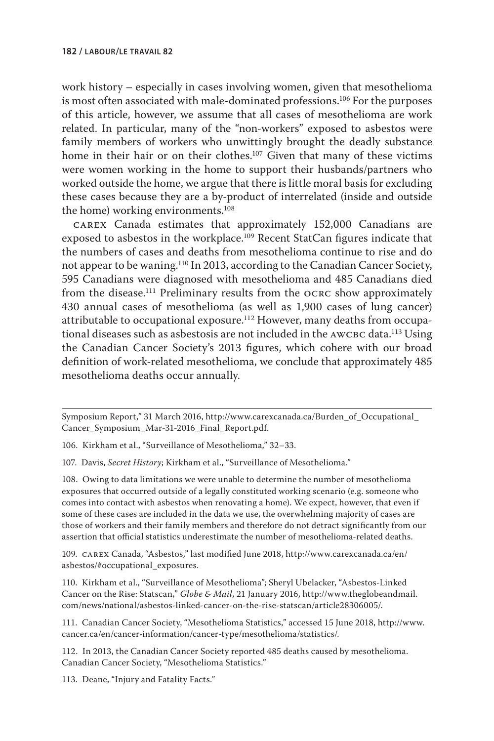work history – especially in cases involving women, given that mesothelioma is most often associated with male-dominated professions.[106] For the purposes of this article, however, we assume that all cases of mesothelioma are work related. In particular, many of the "non-workers" exposed to asbestos were family members of workers who unwittingly brought the deadly substance home in their hair or on their clothes.[107] Given that many of these victims were women working in the home to support their husbands/partners who worked outside the home, we argue that there is little moral basis for excluding these cases because they are a by-product of interrelated (inside and outside the home) working environments.[108]

CAREX Canada estimates that approximately 152,000 Canadians are exposed to asbestos in the workplace.[109] Recent StatCan figures indicate that the numbers of cases and deaths from mesothelioma continue to rise and do not appear to be waning.[110] In 2013, according to the Canadian Cancer Society, 595 Canadians were diagnosed with mesothelioma and 485 Canadians died from the disease.[111] Preliminary results from the OCRC show approximately 430 annual cases of mesothelioma (as well as 1,900 cases of lung cancer) attributable to occupational exposure.[112] However, many deaths from occupational diseases such as asbestosis are not included in the AWCBC data.[113] Using the Canadian Cancer Society's 2013 figures, which cohere with our broad definition of work-related mesothelioma, we conclude that approximately 485 mesothelioma deaths occur annually.

---

Symposium Report," 31 March 2016, http://www.carexcanada.ca/Burden_of_Occupational_Cancer_Symposium_Mar-31-2016_Final_Report.pdf.

106. Kirkham et al., "Surveillance of Mesothelioma," 32–33.

107. Davis, *Secret History*; Kirkham et al., "Surveillance of Mesothelioma."

108. Owing to data limitations we were unable to determine the number of mesothelioma exposures that occurred outside of a legally constituted working scenario (e.g. someone who comes into contact with asbestos when renovating a home). We expect, however, that even if some of these cases are included in the data we use, the overwhelming majority of cases are those of workers and their family members and therefore do not detract significantly from our assertion that official statistics underestimate the number of mesothelioma-related deaths.

109. CAREX Canada, "Asbestos," last modified June 2018, http://www.carexcanada.ca/en/asbestos/#occupational_exposures.

110. Kirkham et al., "Surveillance of Mesothelioma"; Sheryl Ubelacker, "Asbestos-Linked Cancer on the Rise: Statscan," *Globe & Mail*, 21 January 2016, http://www.theglobeandmail.com/news/national/asbestos-linked-cancer-on-the-rise-statscan/article28306005/.

111. Canadian Cancer Society, "Mesothelioma Statistics," accessed 15 June 2018, http://www.cancer.ca/en/cancer-information/cancer-type/mesothelioma/statistics/.

112. In 2013, the Canadian Cancer Society reported 485 deaths caused by mesothelioma. Canadian Cancer Society, "Mesothelioma Statistics."

113. Deane, "Injury and Fatality Facts."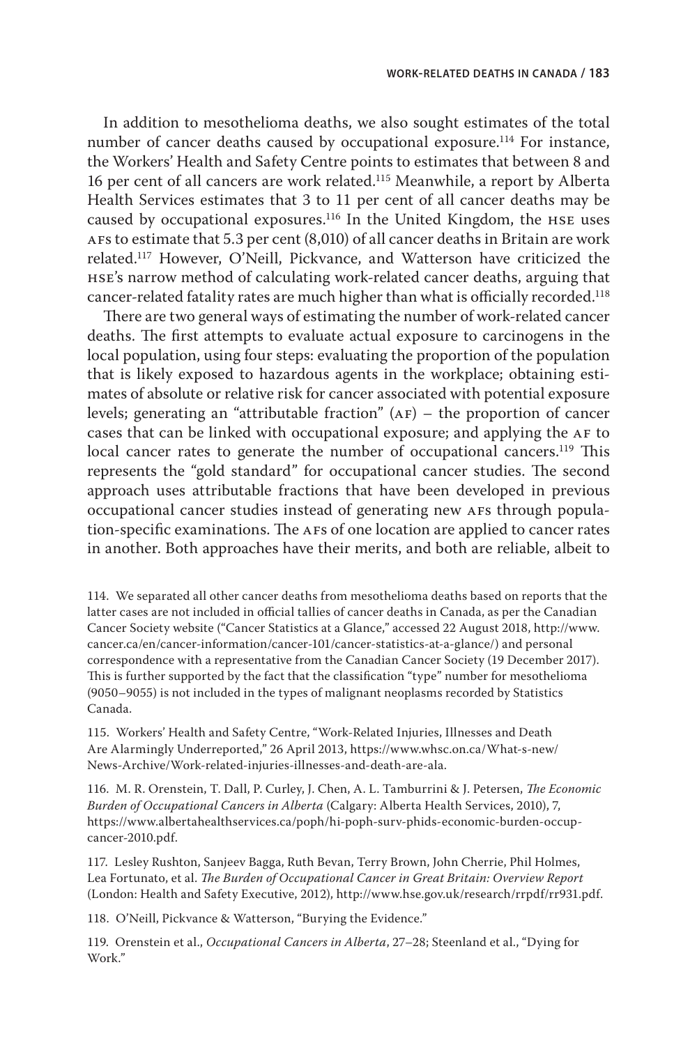In addition to mesothelioma deaths, we also sought estimates of the total number of cancer deaths caused by occupational exposure.[114] For instance, the Workers' Health and Safety Centre points to estimates that between 8 and 16 per cent of all cancers are work related.[115] Meanwhile, a report by Alberta Health Services estimates that 3 to 11 per cent of all cancer deaths may be caused by occupational exposures.[116] In the United Kingdom, the HSE uses AFs to estimate that 5.3 per cent (8,010) of all cancer deaths in Britain are work related.[117] However, O'Neill, Pickvance, and Watterson have criticized the HSE's narrow method of calculating work-related cancer deaths, arguing that cancer-related fatality rates are much higher than what is officially recorded.[118]

There are two general ways of estimating the number of work-related cancer deaths. The first attempts to evaluate actual exposure to carcinogens in the local population, using four steps: evaluating the proportion of the population that is likely exposed to hazardous agents in the workplace; obtaining estimates of absolute or relative risk for cancer associated with potential exposure levels; generating an "attributable fraction" (AF) – the proportion of cancer cases that can be linked with occupational exposure; and applying the AF to local cancer rates to generate the number of occupational cancers.[119] This represents the "gold standard" for occupational cancer studies. The second approach uses attributable fractions that have been developed in previous occupational cancer studies instead of generating new AFs through population-specific examinations. The AFs of one location are applied to cancer rates in another. Both approaches have their merits, and both are reliable, albeit to

114. We separated all other cancer deaths from mesothelioma deaths based on reports that the latter cases are not included in official tallies of cancer deaths in Canada, as per the Canadian Cancer Society website ("Cancer Statistics at a Glance," accessed 22 August 2018, http://www.cancer.ca/en/cancer-information/cancer-101/cancer-statistics-at-a-glance/) and personal correspondence with a representative from the Canadian Cancer Society (19 December 2017). This is further supported by the fact that the classification "type" number for mesothelioma (9050–9055) is not included in the types of malignant neoplasms recorded by Statistics Canada.

115. Workers' Health and Safety Centre, "Work-Related Injuries, Illnesses and Death Are Alarmingly Underreported," 26 April 2013, https://www.whsc.on.ca/What-s-new/News-Archive/Work-related-injuries-illnesses-and-death-are-ala.

116. M. R. Orenstein, T. Dall, P. Curley, J. Chen, A. L. Tamburrini & J. Petersen, *The Economic Burden of Occupational Cancers in Alberta* (Calgary: Alberta Health Services, 2010), 7, https://www.albertahealthservices.ca/poph/hi-poph-surv-phids-economic-burden-occup-cancer-2010.pdf.

117. Lesley Rushton, Sanjeev Bagga, Ruth Bevan, Terry Brown, John Cherrie, Phil Holmes, Lea Fortunato, et al. *The Burden of Occupational Cancer in Great Britain: Overview Report* (London: Health and Safety Executive, 2012), http://www.hse.gov.uk/research/rrpdf/rr931.pdf.

118. O'Neill, Pickvance & Watterson, "Burying the Evidence."

119. Orenstein et al., *Occupational Cancers in Alberta*, 27–28; Steenland et al., "Dying for Work."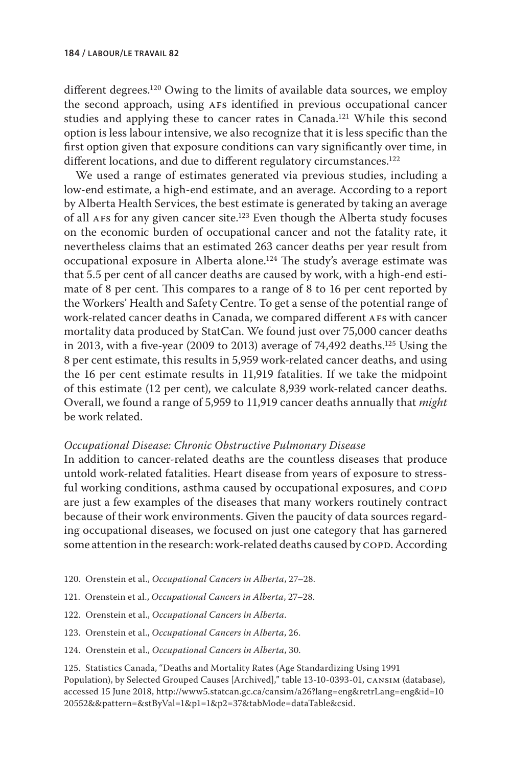different degrees.[120] Owing to the limits of available data sources, we employ the second approach, using AFs identified in previous occupational cancer studies and applying these to cancer rates in Canada.[121] While this second option is less labour intensive, we also recognize that it is less specific than the first option given that exposure conditions can vary significantly over time, in different locations, and due to different regulatory circumstances.[122]

We used a range of estimates generated via previous studies, including a low-end estimate, a high-end estimate, and an average. According to a report by Alberta Health Services, the best estimate is generated by taking an average of all AFs for any given cancer site.[123] Even though the Alberta study focuses on the economic burden of occupational cancer and not the fatality rate, it nevertheless claims that an estimated 263 cancer deaths per year result from occupational exposure in Alberta alone.[124] The study's average estimate was that 5.5 per cent of all cancer deaths are caused by work, with a high-end estimate of 8 per cent. This compares to a range of 8 to 16 per cent reported by the Workers' Health and Safety Centre. To get a sense of the potential range of work-related cancer deaths in Canada, we compared different AFs with cancer mortality data produced by StatCan. We found just over 75,000 cancer deaths in 2013, with a five-year (2009 to 2013) average of 74,492 deaths.[125] Using the 8 per cent estimate, this results in 5,959 work-related cancer deaths, and using the 16 per cent estimate results in 11,919 fatalities. If we take the midpoint of this estimate (12 per cent), we calculate 8,939 work-related cancer deaths. Overall, we found a range of 5,959 to 11,919 cancer deaths annually that *might* be work related.

*Occupational Disease: Chronic Obstructive Pulmonary Disease*

In addition to cancer-related deaths are the countless diseases that produce untold work-related fatalities. Heart disease from years of exposure to stressful working conditions, asthma caused by occupational exposures, and COPD are just a few examples of the diseases that many workers routinely contract because of their work environments. Given the paucity of data sources regarding occupational diseases, we focused on just one category that has garnered some attention in the research: work-related deaths caused by COPD. According

120. Orenstein et al., *Occupational Cancers in Alberta*, 27–28.

121. Orenstein et al., *Occupational Cancers in Alberta*, 27–28.

122. Orenstein et al., *Occupational Cancers in Alberta*.

123. Orenstein et al., *Occupational Cancers in Alberta*, 26.

124. Orenstein et al., *Occupational Cancers in Alberta*, 30.

125. Statistics Canada, "Deaths and Mortality Rates (Age Standardizing Using 1991 Population), by Selected Grouped Causes [Archived]," table 13-10-0393-01, CANSIM (database), accessed 15 June 2018, http://www5.statcan.gc.ca/cansim/a26?lang=eng&retrLang=eng&id=1020552&&pattern=&stByVal=1&p1=1&p2=37&tabMode=dataTable&csid.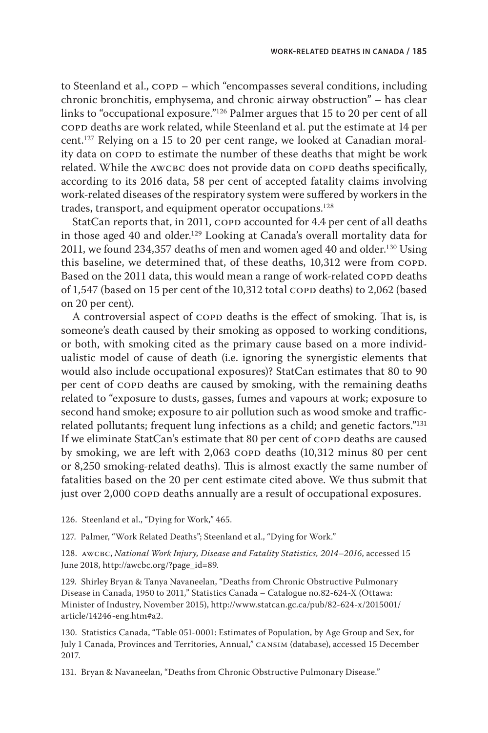to Steenland et al., COPD – which "encompasses several conditions, including chronic bronchitis, emphysema, and chronic airway obstruction" – has clear links to "occupational exposure."[126] Palmer argues that 15 to 20 per cent of all COPD deaths are work related, while Steenland et al. put the estimate at 14 per cent.[127] Relying on a 15 to 20 per cent range, we looked at Canadian morality data on COPD to estimate the number of these deaths that might be work related. While the AWCBC does not provide data on COPD deaths specifically, according to its 2016 data, 58 per cent of accepted fatality claims involving work-related diseases of the respiratory system were suffered by workers in the trades, transport, and equipment operator occupations.[128]

StatCan reports that, in 2011, COPD accounted for 4.4 per cent of all deaths in those aged 40 and older.[129] Looking at Canada's overall mortality data for 2011, we found 234,357 deaths of men and women aged 40 and older.[130] Using this baseline, we determined that, of these deaths, 10,312 were from COPD. Based on the 2011 data, this would mean a range of work-related COPD deaths of 1,547 (based on 15 per cent of the 10,312 total COPD deaths) to 2,062 (based on 20 per cent).

A controversial aspect of COPD deaths is the effect of smoking. That is, is someone's death caused by their smoking as opposed to working conditions, or both, with smoking cited as the primary cause based on a more individualistic model of cause of death (i.e. ignoring the synergistic elements that would also include occupational exposures)? StatCan estimates that 80 to 90 per cent of COPD deaths are caused by smoking, with the remaining deaths related to "exposure to dusts, gasses, fumes and vapours at work; exposure to second hand smoke; exposure to air pollution such as wood smoke and traffic-related pollutants; frequent lung infections as a child; and genetic factors."[131] If we eliminate StatCan's estimate that 80 per cent of COPD deaths are caused by smoking, we are left with 2,063 COPD deaths (10,312 minus 80 per cent or 8,250 smoking-related deaths). This is almost exactly the same number of fatalities based on the 20 per cent estimate cited above. We thus submit that just over 2,000 COPD deaths annually are a result of occupational exposures.

126. Steenland et al., "Dying for Work," 465.

127. Palmer, "Work Related Deaths"; Steenland et al., "Dying for Work."

128. AWCBC, *National Work Injury, Disease and Fatality Statistics, 2014–2016*, accessed 15 June 2018, http://awcbc.org/?page_id=89.

129. Shirley Bryan & Tanya Navaneelan, "Deaths from Chronic Obstructive Pulmonary Disease in Canada, 1950 to 2011," Statistics Canada – Catalogue no.82-624-X (Ottawa: Minister of Industry, November 2015), http://www.statcan.gc.ca/pub/82-624-x/2015001/article/14246-eng.htm#a2.

130. Statistics Canada, "Table 051-0001: Estimates of Population, by Age Group and Sex, for July 1 Canada, Provinces and Territories, Annual," CANSIM (database), accessed 15 December 2017.

131. Bryan & Navaneelan, "Deaths from Chronic Obstructive Pulmonary Disease."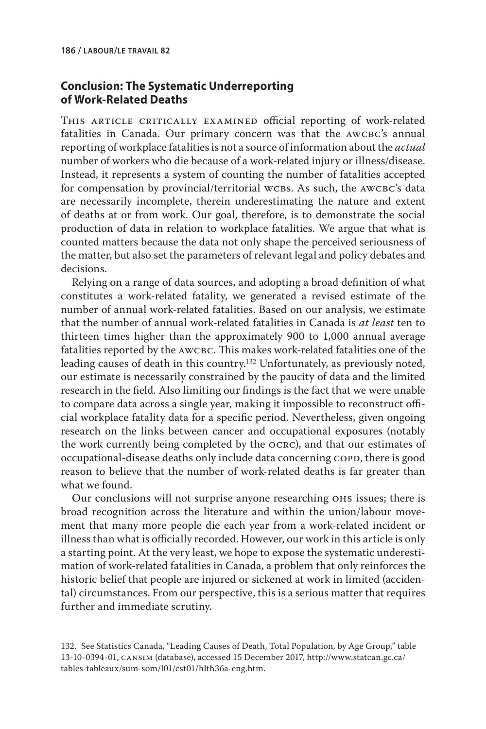## Conclusion: The Systematic Underreporting of Work-Related Deaths

This article critically examined official reporting of work-related fatalities in Canada. Our primary concern was that the AWCBC's annual reporting of workplace fatalities is not a source of information about the *actual* number of workers who die because of a work-related injury or illness/disease. Instead, it represents a system of counting the number of fatalities accepted for compensation by provincial/territorial WCBs. As such, the AWCBC's data are necessarily incomplete, therein underestimating the nature and extent of deaths at or from work. Our goal, therefore, is to demonstrate the social production of data in relation to workplace fatalities. We argue that what is counted matters because the data not only shape the perceived seriousness of the matter, but also set the parameters of relevant legal and policy debates and decisions.

Relying on a range of data sources, and adopting a broad definition of what constitutes a work-related fatality, we generated a revised estimate of the number of annual work-related fatalities. Based on our analysis, we estimate that the number of annual work-related fatalities in Canada is *at least* ten to thirteen times higher than the approximately 900 to 1,000 annual average fatalities reported by the AWCBC. This makes work-related fatalities one of the leading causes of death in this country.[132] Unfortunately, as previously noted, our estimate is necessarily constrained by the paucity of data and the limited research in the field. Also limiting our findings is the fact that we were unable to compare data across a single year, making it impossible to reconstruct official workplace fatality data for a specific period. Nevertheless, given ongoing research on the links between cancer and occupational exposures (notably the work currently being completed by the OCRC), and that our estimates of occupational-disease deaths only include data concerning COPD, there is good reason to believe that the number of work-related deaths is far greater than what we found.

Our conclusions will not surprise anyone researching OHS issues; there is broad recognition across the literature and within the union/labour movement that many more people die each year from a work-related incident or illness than what is officially recorded. However, our work in this article is only a starting point. At the very least, we hope to expose the systematic underestimation of work-related fatalities in Canada, a problem that only reinforces the historic belief that people are injured or sickened at work in limited (accidental) circumstances. From our perspective, this is a serious matter that requires further and immediate scrutiny.

132. See Statistics Canada, "Leading Causes of Death, Total Population, by Age Group," table 13-10-0394-01, CANSIM (database), accessed 15 December 2017, http://www.statcan.gc.ca/tables-tableaux/sum-som/l01/cst01/hlth36a-eng.htm.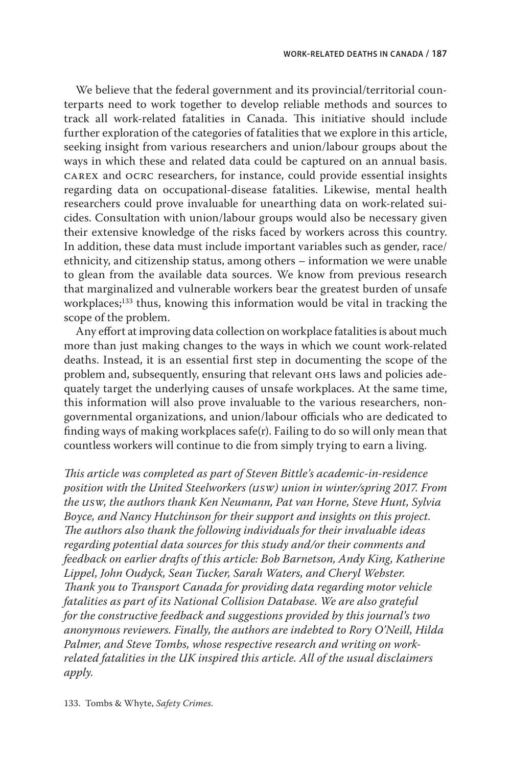We believe that the federal government and its provincial/territorial counterparts need to work together to develop reliable methods and sources to track all work-related fatalities in Canada. This initiative should include further exploration of the categories of fatalities that we explore in this article, seeking insight from various researchers and union/labour groups about the ways in which these and related data could be captured on an annual basis. CAREX and OCRC researchers, for instance, could provide essential insights regarding data on occupational-disease fatalities. Likewise, mental health researchers could prove invaluable for unearthing data on work-related suicides. Consultation with union/labour groups would also be necessary given their extensive knowledge of the risks faced by workers across this country. In addition, these data must include important variables such as gender, race/ethnicity, and citizenship status, among others – information we were unable to glean from the available data sources. We know from previous research that marginalized and vulnerable workers bear the greatest burden of unsafe workplaces;[133] thus, knowing this information would be vital in tracking the scope of the problem.

Any effort at improving data collection on workplace fatalities is about much more than just making changes to the ways in which we count work-related deaths. Instead, it is an essential first step in documenting the scope of the problem and, subsequently, ensuring that relevant OHS laws and policies adequately target the underlying causes of unsafe workplaces. At the same time, this information will also prove invaluable to the various researchers, nongovernmental organizations, and union/labour officials who are dedicated to finding ways of making workplaces safe(r). Failing to do so will only mean that countless workers will continue to die from simply trying to earn a living.

*This article was completed as part of Steven Bittle's academic-in-residence position with the United Steelworkers (USW) union in winter/spring 2017. From the USW, the authors thank Ken Neumann, Pat van Horne, Steve Hunt, Sylvia Boyce, and Nancy Hutchinson for their support and insights on this project. The authors also thank the following individuals for their invaluable ideas regarding potential data sources for this study and/or their comments and feedback on earlier drafts of this article: Bob Barnetson, Andy King, Katherine Lippel, John Oudyck, Sean Tucker, Sarah Waters, and Cheryl Webster. Thank you to Transport Canada for providing data regarding motor vehicle fatalities as part of its National Collision Database. We are also grateful for the constructive feedback and suggestions provided by this journal's two anonymous reviewers. Finally, the authors are indebted to Rory O'Neill, Hilda Palmer, and Steve Tombs, whose respective research and writing on work-related fatalities in the UK inspired this article. All of the usual disclaimers apply.*

133. Tombs & Whyte, *Safety Crimes*.